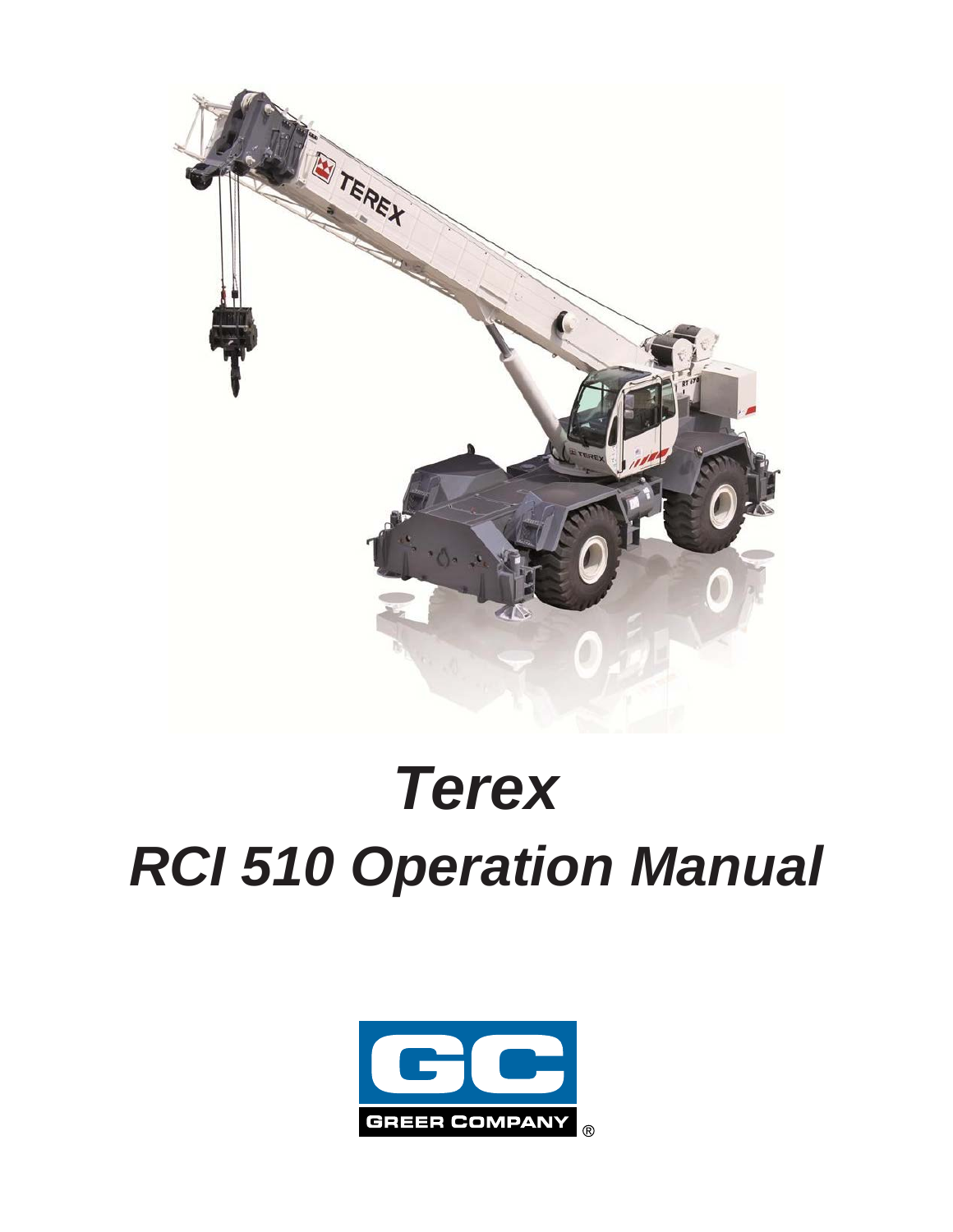# Terex

# RCI 510 Operation Manual

GREER COMPANY ®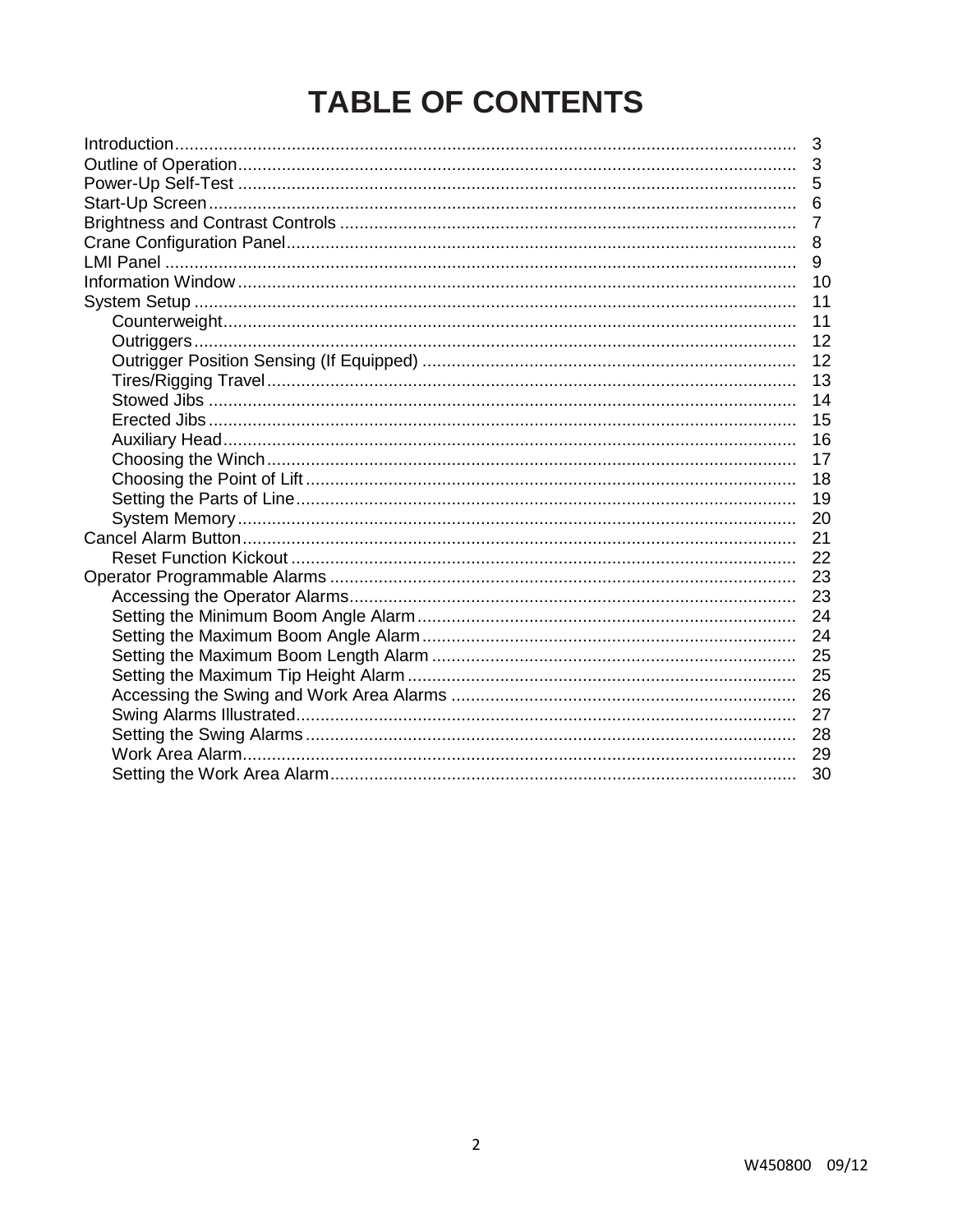# TABLE OF CONTENTS

| | |
|---|---|
| Introduction | 3 |
| Outline of Operation | 3 |
| Power-Up Self-Test | 5 |
| Start-Up Screen | 6 |
| Brightness and Contrast Controls | 7 |
| Crane Configuration Panel | 8 |
| LMI Panel | 9 |
| Information Window | 10 |
| System Setup | 11 |
| &nbsp;&nbsp;&nbsp;&nbsp;Counterweight | 11 |
| &nbsp;&nbsp;&nbsp;&nbsp;Outriggers | 12 |
| &nbsp;&nbsp;&nbsp;&nbsp;Outrigger Position Sensing (If Equipped) | 12 |
| &nbsp;&nbsp;&nbsp;&nbsp;Tires/Rigging Travel | 13 |
| &nbsp;&nbsp;&nbsp;&nbsp;Stowed Jibs | 14 |
| &nbsp;&nbsp;&nbsp;&nbsp;Erected Jibs | 15 |
| &nbsp;&nbsp;&nbsp;&nbsp;Auxiliary Head | 16 |
| &nbsp;&nbsp;&nbsp;&nbsp;Choosing the Winch | 17 |
| &nbsp;&nbsp;&nbsp;&nbsp;Choosing the Point of Lift | 18 |
| &nbsp;&nbsp;&nbsp;&nbsp;Setting the Parts of Line | 19 |
| &nbsp;&nbsp;&nbsp;&nbsp;System Memory | 20 |
| Cancel Alarm Button | 21 |
| &nbsp;&nbsp;&nbsp;&nbsp;Reset Function Kickout | 22 |
| Operator Programmable Alarms | 23 |
| &nbsp;&nbsp;&nbsp;&nbsp;Accessing the Operator Alarms | 23 |
| &nbsp;&nbsp;&nbsp;&nbsp;Setting the Minimum Boom Angle Alarm | 24 |
| &nbsp;&nbsp;&nbsp;&nbsp;Setting the Maximum Boom Angle Alarm | 24 |
| &nbsp;&nbsp;&nbsp;&nbsp;Setting the Maximum Boom Length Alarm | 25 |
| &nbsp;&nbsp;&nbsp;&nbsp;Setting the Maximum Tip Height Alarm | 25 |
| &nbsp;&nbsp;&nbsp;&nbsp;Accessing the Swing and Work Area Alarms | 26 |
| &nbsp;&nbsp;&nbsp;&nbsp;Swing Alarms Illustrated | 27 |
| &nbsp;&nbsp;&nbsp;&nbsp;Setting the Swing Alarms | 28 |
| &nbsp;&nbsp;&nbsp;&nbsp;Work Area Alarm | 29 |
| &nbsp;&nbsp;&nbsp;&nbsp;Setting the Work Area Alarm | 30 |

W450800 09/12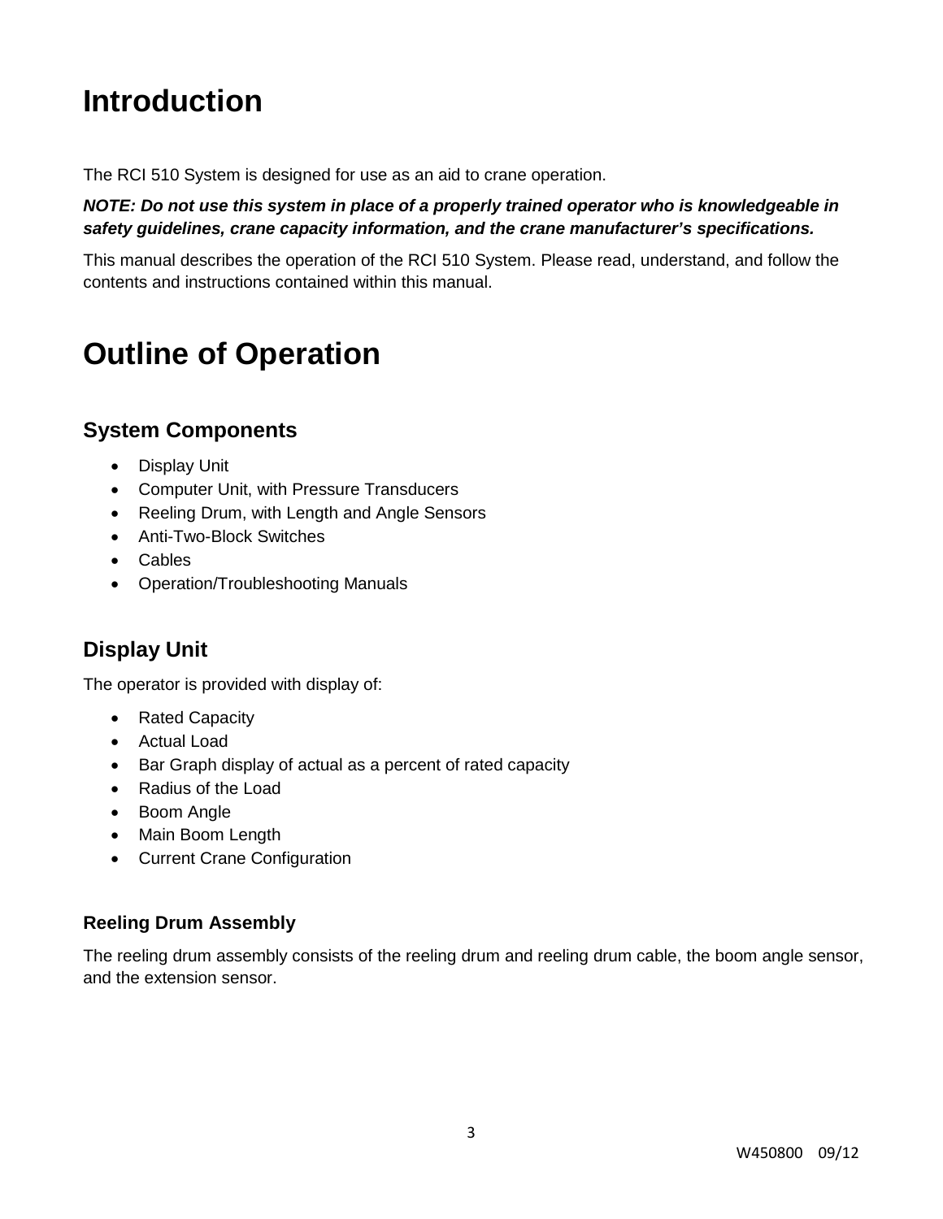# Introduction

The RCI 510 System is designed for use as an aid to crane operation.

***NOTE: Do not use this system in place of a properly trained operator who is knowledgeable in safety guidelines, crane capacity information, and the crane manufacturer's specifications.***

This manual describes the operation of the RCI 510 System. Please read, understand, and follow the contents and instructions contained within this manual.

# Outline of Operation

## System Components

- Display Unit
- Computer Unit, with Pressure Transducers
- Reeling Drum, with Length and Angle Sensors
- Anti-Two-Block Switches
- Cables
- Operation/Troubleshooting Manuals

## Display Unit

The operator is provided with display of:

- Rated Capacity
- Actual Load
- Bar Graph display of actual as a percent of rated capacity
- Radius of the Load
- Boom Angle
- Main Boom Length
- Current Crane Configuration

### Reeling Drum Assembly

The reeling drum assembly consists of the reeling drum and reeling drum cable, the boom angle sensor, and the extension sensor.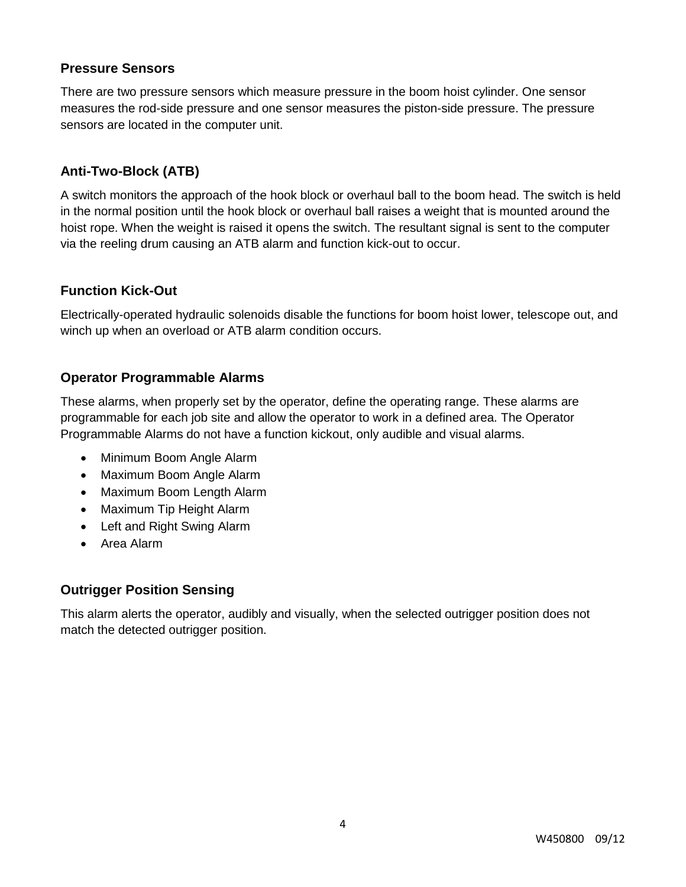### Pressure Sensors

There are two pressure sensors which measure pressure in the boom hoist cylinder. One sensor measures the rod-side pressure and one sensor measures the piston-side pressure. The pressure sensors are located in the computer unit.

### Anti-Two-Block (ATB)

A switch monitors the approach of the hook block or overhaul ball to the boom head. The switch is held in the normal position until the hook block or overhaul ball raises a weight that is mounted around the hoist rope. When the weight is raised it opens the switch. The resultant signal is sent to the computer via the reeling drum causing an ATB alarm and function kick-out to occur.

### Function Kick-Out

Electrically-operated hydraulic solenoids disable the functions for boom hoist lower, telescope out, and winch up when an overload or ATB alarm condition occurs.

### Operator Programmable Alarms

These alarms, when properly set by the operator, define the operating range. These alarms are programmable for each job site and allow the operator to work in a defined area. The Operator Programmable Alarms do not have a function kickout, only audible and visual alarms.

- Minimum Boom Angle Alarm
- Maximum Boom Angle Alarm
- Maximum Boom Length Alarm
- Maximum Tip Height Alarm
- Left and Right Swing Alarm
- Area Alarm

### Outrigger Position Sensing

This alarm alerts the operator, audibly and visually, when the selected outrigger position does not match the detected outrigger position.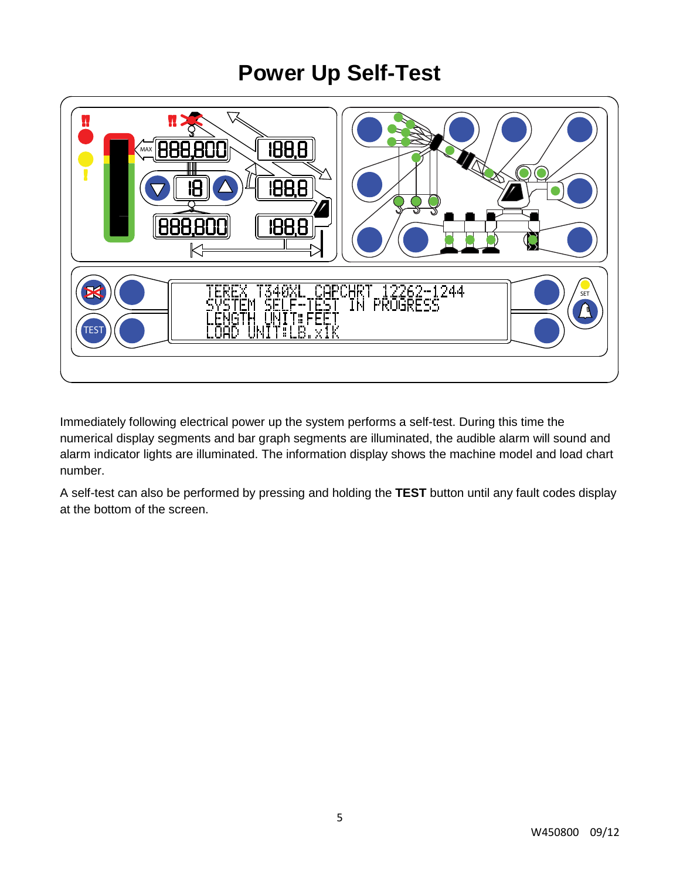# Power Up Self-Test

Immediately following electrical power up the system performs a self-test. During this time the numerical display segments and bar graph segments are illuminated, the audible alarm will sound and alarm indicator lights are illuminated. The information display shows the machine model and load chart number.

A self-test can also be performed by pressing and holding the **TEST** button until any fault codes display at the bottom of the screen.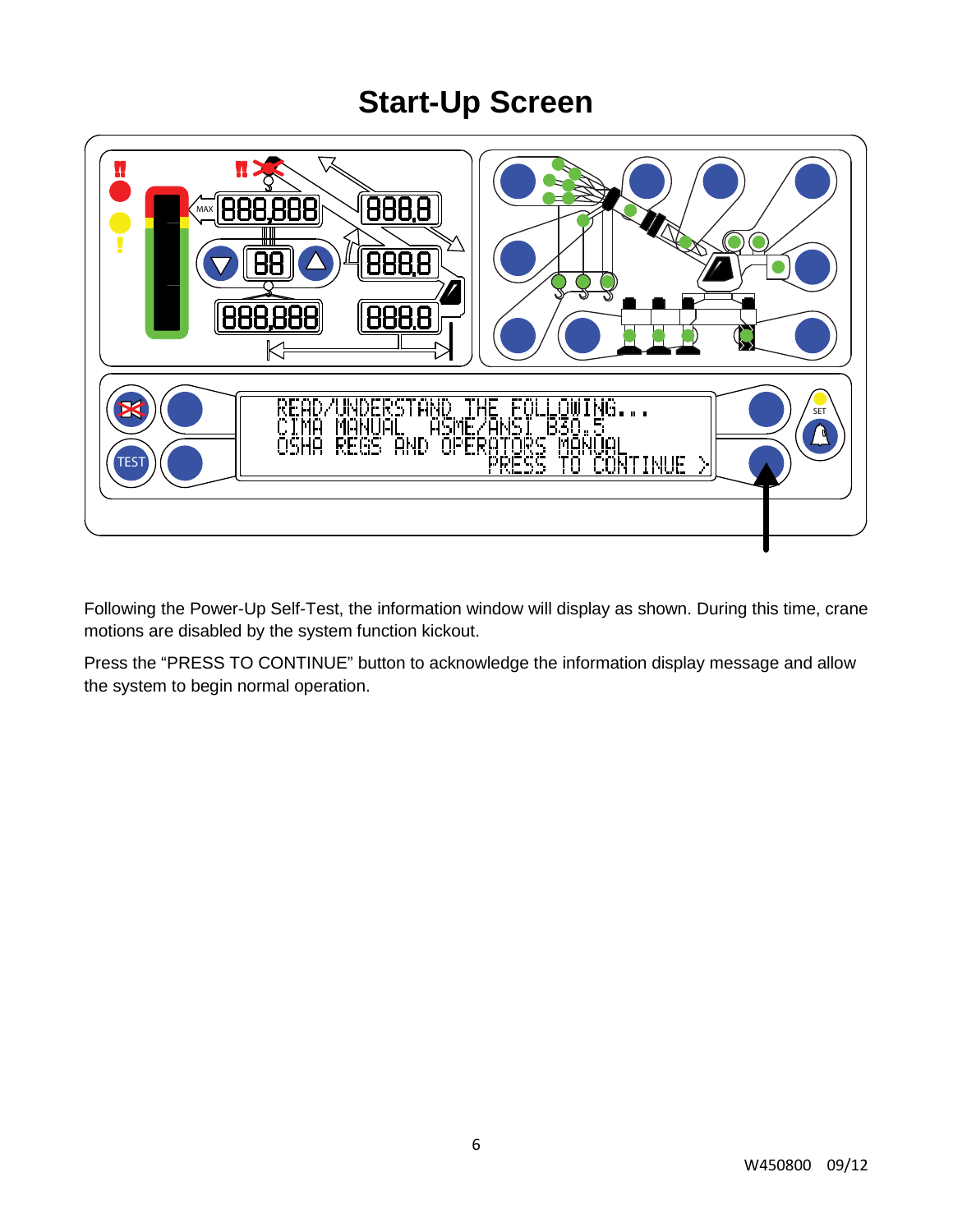# Start-Up Screen

Following the Power-Up Self-Test, the information window will display as shown. During this time, crane motions are disabled by the system function kickout.

Press the "PRESS TO CONTINUE" button to acknowledge the information display message and allow the system to begin normal operation.

W450800 09/12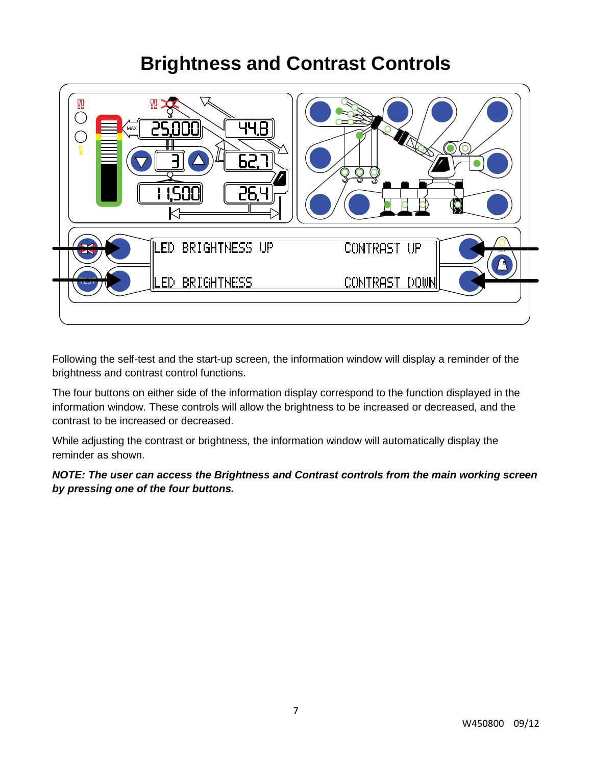# Brightness and Contrast Controls

Following the self-test and the start-up screen, the information window will display a reminder of the brightness and contrast control functions.

The four buttons on either side of the information display correspond to the function displayed in the information window. These controls will allow the brightness to be increased or decreased, and the contrast to be increased or decreased.

While adjusting the contrast or brightness, the information window will automatically display the reminder as shown.

***NOTE: The user can access the Brightness and Contrast controls from the main working screen by pressing one of the four buttons.***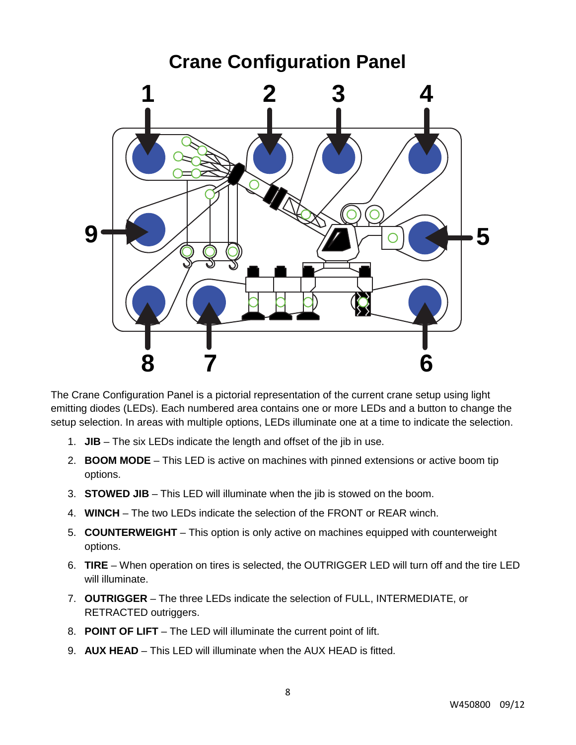# Crane Configuration Panel

The Crane Configuration Panel is a pictorial representation of the current crane setup using light emitting diodes (LEDs). Each numbered area contains one or more LEDs and a button to change the setup selection. In areas with multiple options, LEDs illuminate one at a time to indicate the selection.

1. **JIB** – The six LEDs indicate the length and offset of the jib in use.
2. **BOOM MODE** – This LED is active on machines with pinned extensions or active boom tip options.
3. **STOWED JIB** – This LED will illuminate when the jib is stowed on the boom.
4. **WINCH** – The two LEDs indicate the selection of the FRONT or REAR winch.
5. **COUNTERWEIGHT** – This option is only active on machines equipped with counterweight options.
6. **TIRE** – When operation on tires is selected, the OUTRIGGER LED will turn off and the tire LED will illuminate.
7. **OUTRIGGER** – The three LEDs indicate the selection of FULL, INTERMEDIATE, or RETRACTED outriggers.
8. **POINT OF LIFT** – The LED will illuminate the current point of lift.
9. **AUX HEAD** – This LED will illuminate when the AUX HEAD is fitted.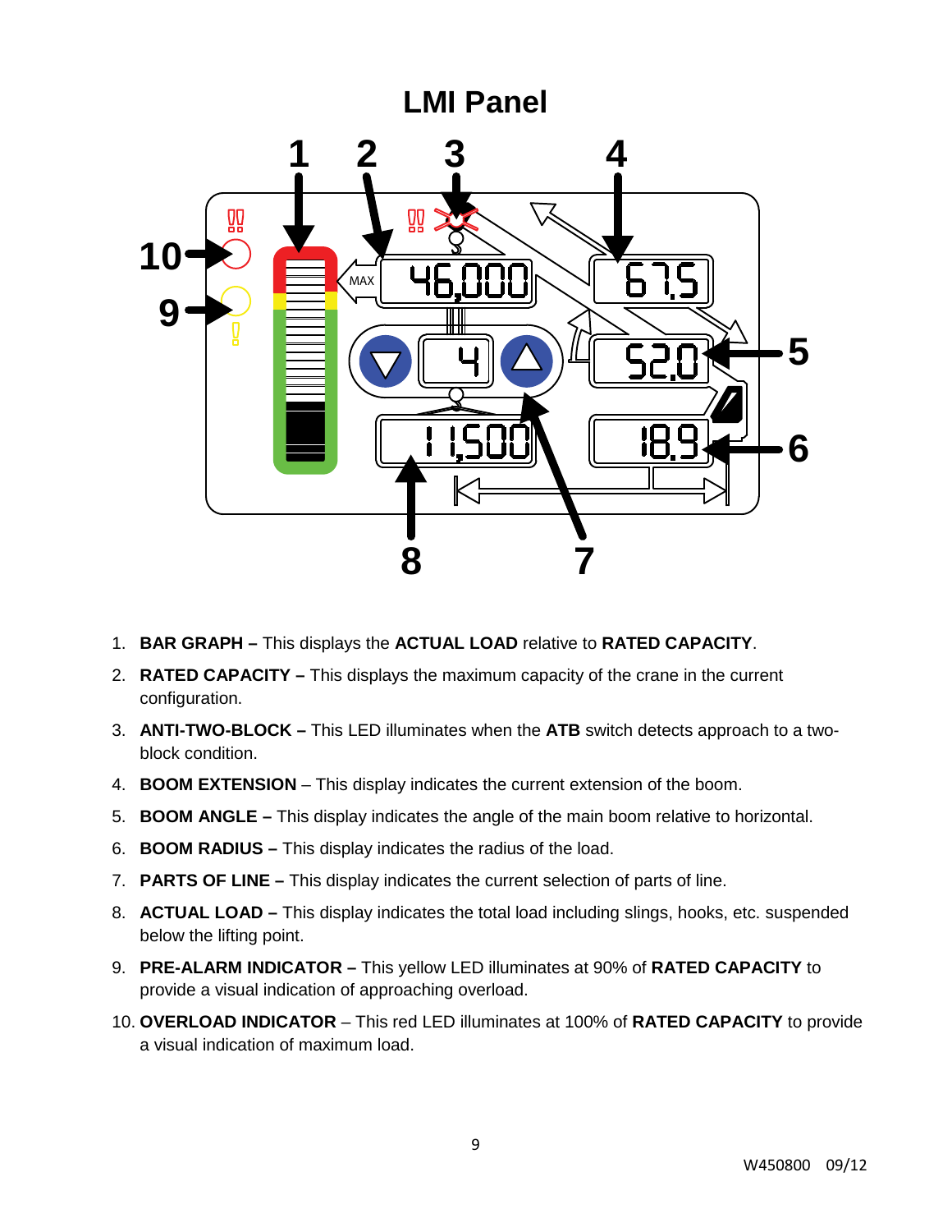# LMI Panel

1. **BAR GRAPH –** This displays the **ACTUAL LOAD** relative to **RATED CAPACITY**.
2. **RATED CAPACITY –** This displays the maximum capacity of the crane in the current configuration.
3. **ANTI-TWO-BLOCK –** This LED illuminates when the **ATB** switch detects approach to a two-block condition.
4. **BOOM EXTENSION** – This display indicates the current extension of the boom.
5. **BOOM ANGLE –** This display indicates the angle of the main boom relative to horizontal.
6. **BOOM RADIUS –** This display indicates the radius of the load.
7. **PARTS OF LINE –** This display indicates the current selection of parts of line.
8. **ACTUAL LOAD –** This display indicates the total load including slings, hooks, etc. suspended below the lifting point.
9. **PRE-ALARM INDICATOR –** This yellow LED illuminates at 90% of **RATED CAPACITY** to provide a visual indication of approaching overload.
10. **OVERLOAD INDICATOR** – This red LED illuminates at 100% of **RATED CAPACITY** to provide a visual indication of maximum load.

W450800 09/12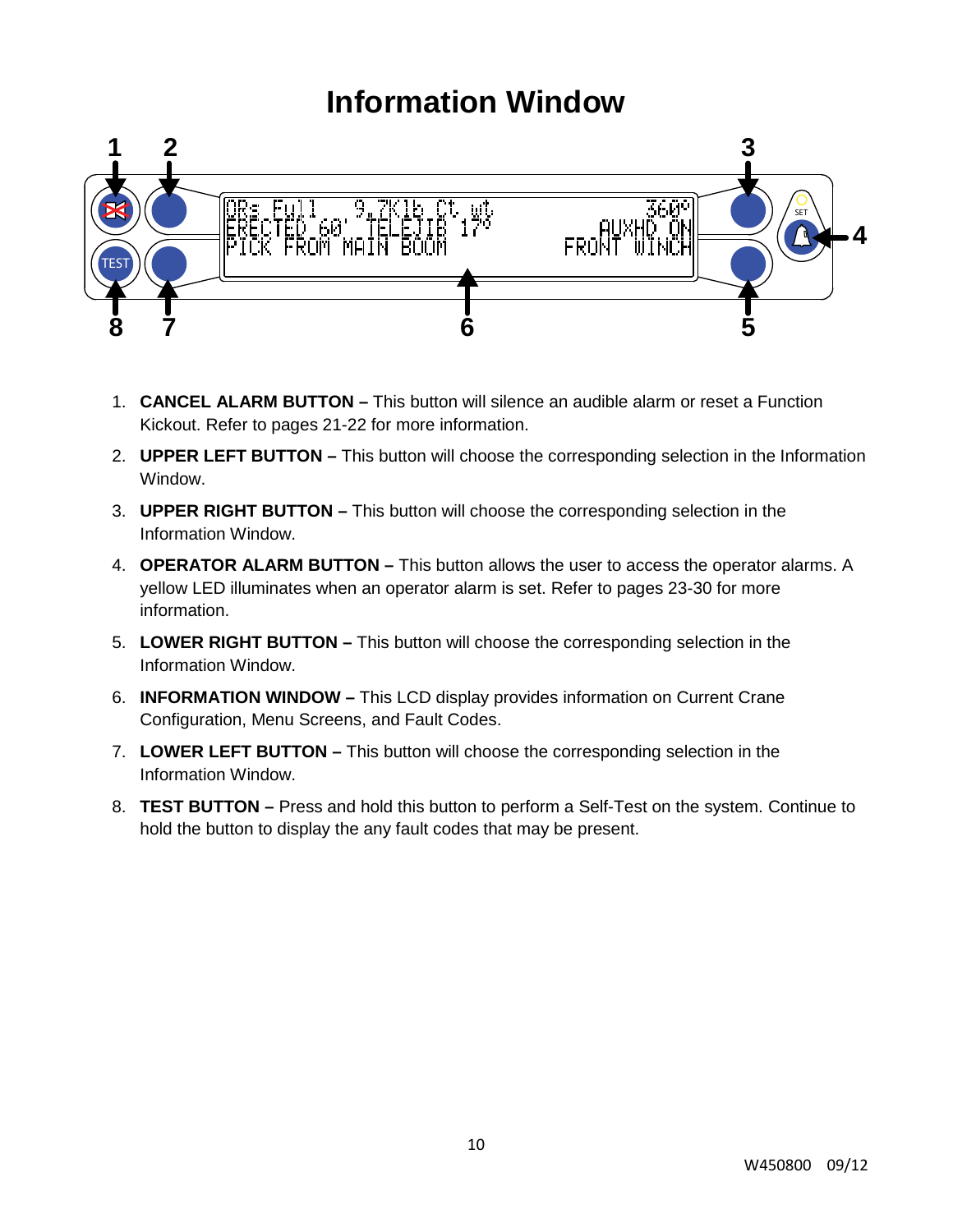# Information Window

1. **CANCEL ALARM BUTTON –** This button will silence an audible alarm or reset a Function Kickout. Refer to pages 21-22 for more information.
2. **UPPER LEFT BUTTON –** This button will choose the corresponding selection in the Information Window.
3. **UPPER RIGHT BUTTON –** This button will choose the corresponding selection in the Information Window.
4. **OPERATOR ALARM BUTTON –** This button allows the user to access the operator alarms. A yellow LED illuminates when an operator alarm is set. Refer to pages 23-30 for more information.
5. **LOWER RIGHT BUTTON –** This button will choose the corresponding selection in the Information Window.
6. **INFORMATION WINDOW –** This LCD display provides information on Current Crane Configuration, Menu Screens, and Fault Codes.
7. **LOWER LEFT BUTTON –** This button will choose the corresponding selection in the Information Window.
8. **TEST BUTTON –** Press and hold this button to perform a Self-Test on the system. Continue to hold the button to display the any fault codes that may be present.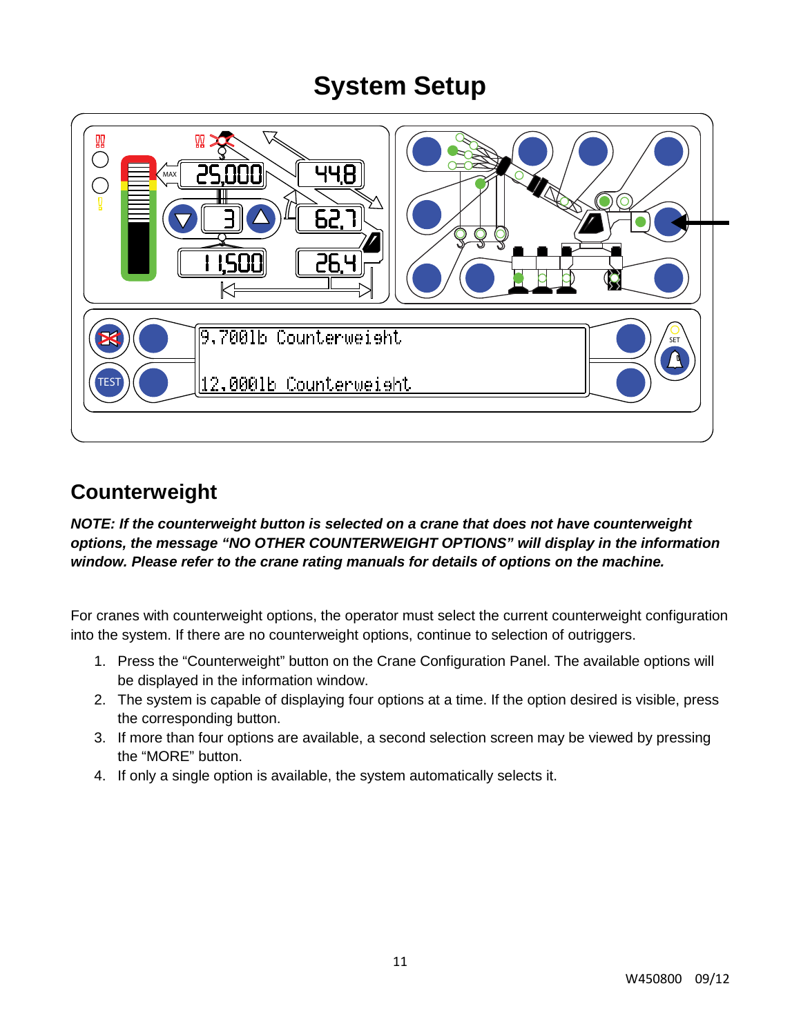# System Setup

## Counterweight

***NOTE: If the counterweight button is selected on a crane that does not have counterweight options, the message "NO OTHER COUNTERWEIGHT OPTIONS" will display in the information window. Please refer to the crane rating manuals for details of options on the machine.***

For cranes with counterweight options, the operator must select the current counterweight configuration into the system. If there are no counterweight options, continue to selection of outriggers.

1. Press the "Counterweight" button on the Crane Configuration Panel. The available options will be displayed in the information window.
2. The system is capable of displaying four options at a time. If the option desired is visible, press the corresponding button.
3. If more than four options are available, a second selection screen may be viewed by pressing the "MORE" button.
4. If only a single option is available, the system automatically selects it.

W450800 09/12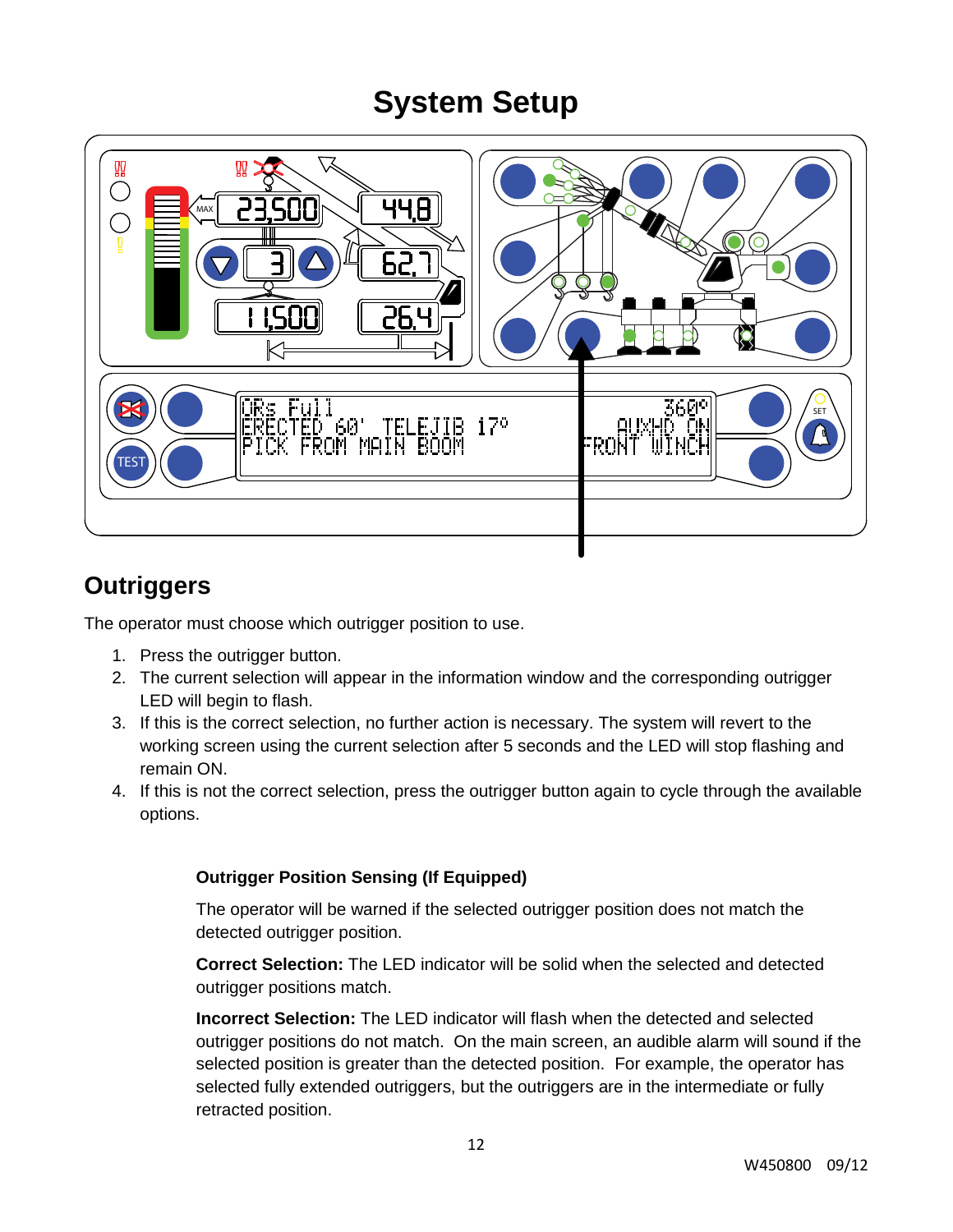# System Setup

## Outriggers

The operator must choose which outrigger position to use.

1. Press the outrigger button.
2. The current selection will appear in the information window and the corresponding outrigger LED will begin to flash.
3. If this is the correct selection, no further action is necessary. The system will revert to the working screen using the current selection after 5 seconds and the LED will stop flashing and remain ON.
4. If this is not the correct selection, press the outrigger button again to cycle through the available options.

**Outrigger Position Sensing (If Equipped)**

The operator will be warned if the selected outrigger position does not match the detected outrigger position.

**Correct Selection:** The LED indicator will be solid when the selected and detected outrigger positions match.

**Incorrect Selection:** The LED indicator will flash when the detected and selected outrigger positions do not match. On the main screen, an audible alarm will sound if the selected position is greater than the detected position. For example, the operator has selected fully extended outriggers, but the outriggers are in the intermediate or fully retracted position.

W450800 09/12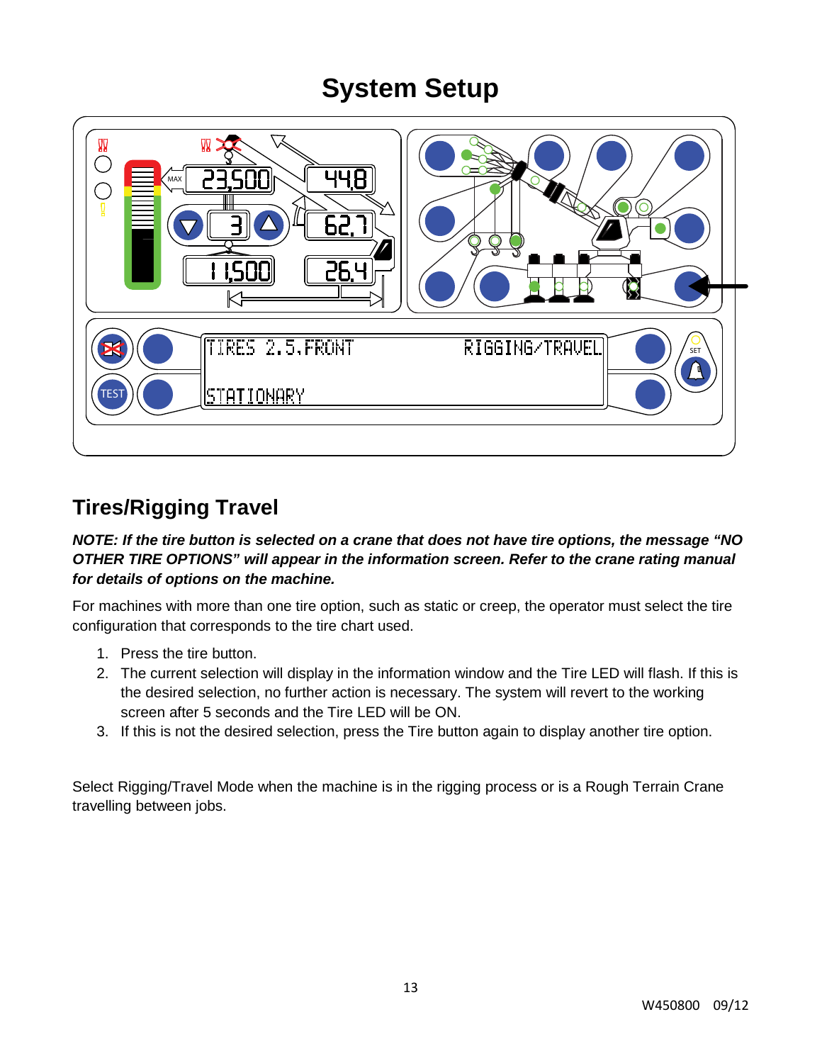# System Setup

## Tires/Rigging Travel

***NOTE: If the tire button is selected on a crane that does not have tire options, the message "NO OTHER TIRE OPTIONS" will appear in the information screen. Refer to the crane rating manual for details of options on the machine.***

For machines with more than one tire option, such as static or creep, the operator must select the tire configuration that corresponds to the tire chart used.

1. Press the tire button.
2. The current selection will display in the information window and the Tire LED will flash. If this is the desired selection, no further action is necessary. The system will revert to the working screen after 5 seconds and the Tire LED will be ON.
3. If this is not the desired selection, press the Tire button again to display another tire option.

Select Rigging/Travel Mode when the machine is in the rigging process or is a Rough Terrain Crane travelling between jobs.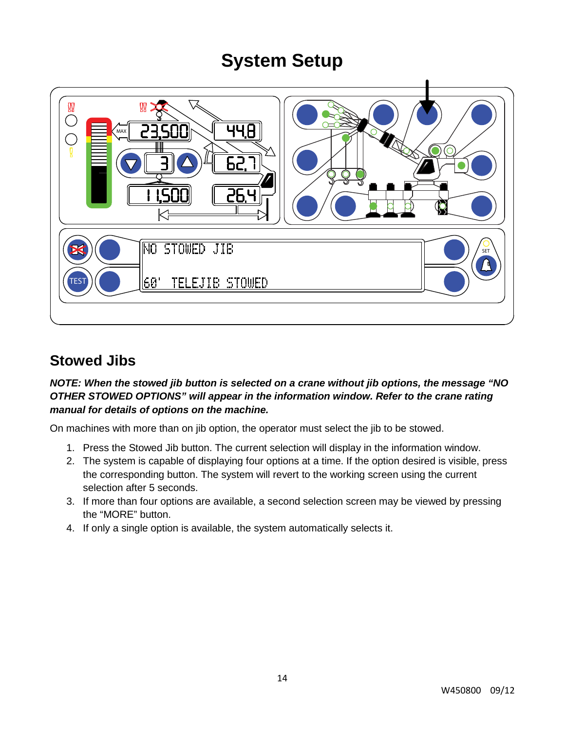# System Setup

## Stowed Jibs

***NOTE: When the stowed jib button is selected on a crane without jib options, the message "NO OTHER STOWED OPTIONS" will appear in the information window. Refer to the crane rating manual for details of options on the machine.***

On machines with more than on jib option, the operator must select the jib to be stowed.

1. Press the Stowed Jib button. The current selection will display in the information window.
2. The system is capable of displaying four options at a time. If the option desired is visible, press the corresponding button. The system will revert to the working screen using the current selection after 5 seconds.
3. If more than four options are available, a second selection screen may be viewed by pressing the "MORE" button.
4. If only a single option is available, the system automatically selects it.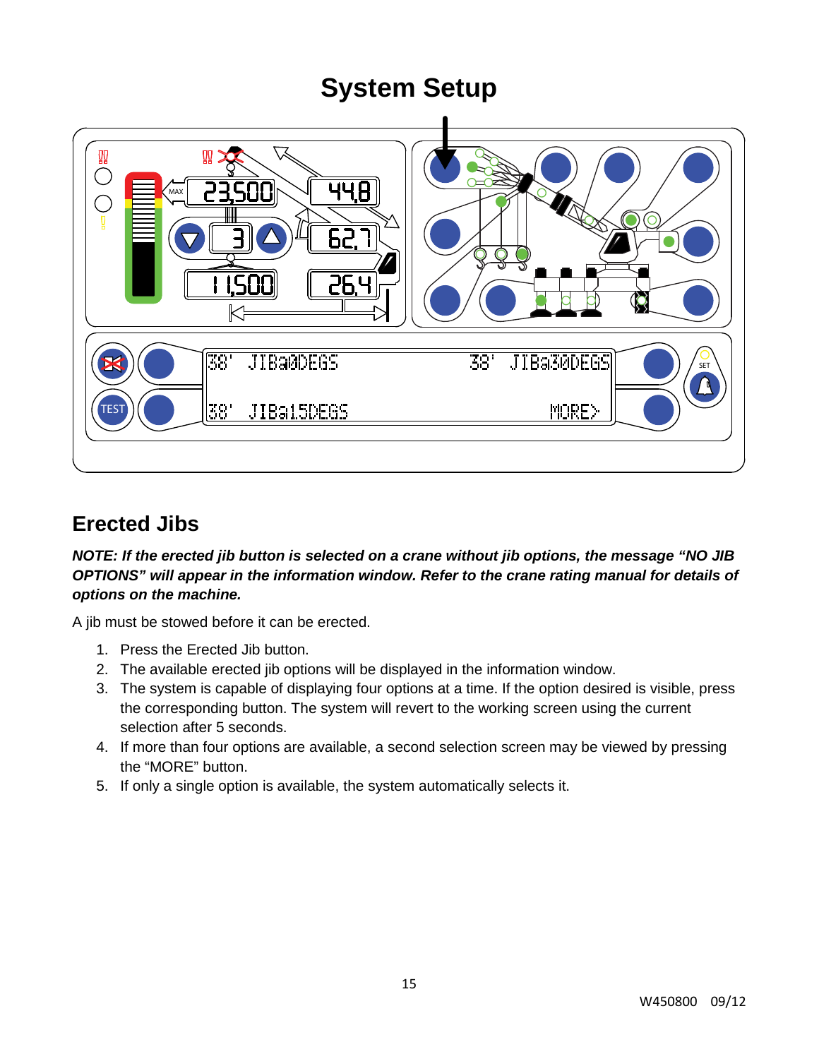# System Setup

## Erected Jibs

***NOTE: If the erected jib button is selected on a crane without jib options, the message "NO JIB OPTIONS" will appear in the information window. Refer to the crane rating manual for details of options on the machine.***

A jib must be stowed before it can be erected.

1. Press the Erected Jib button.
2. The available erected jib options will be displayed in the information window.
3. The system is capable of displaying four options at a time. If the option desired is visible, press the corresponding button. The system will revert to the working screen using the current selection after 5 seconds.
4. If more than four options are available, a second selection screen may be viewed by pressing the "MORE" button.
5. If only a single option is available, the system automatically selects it.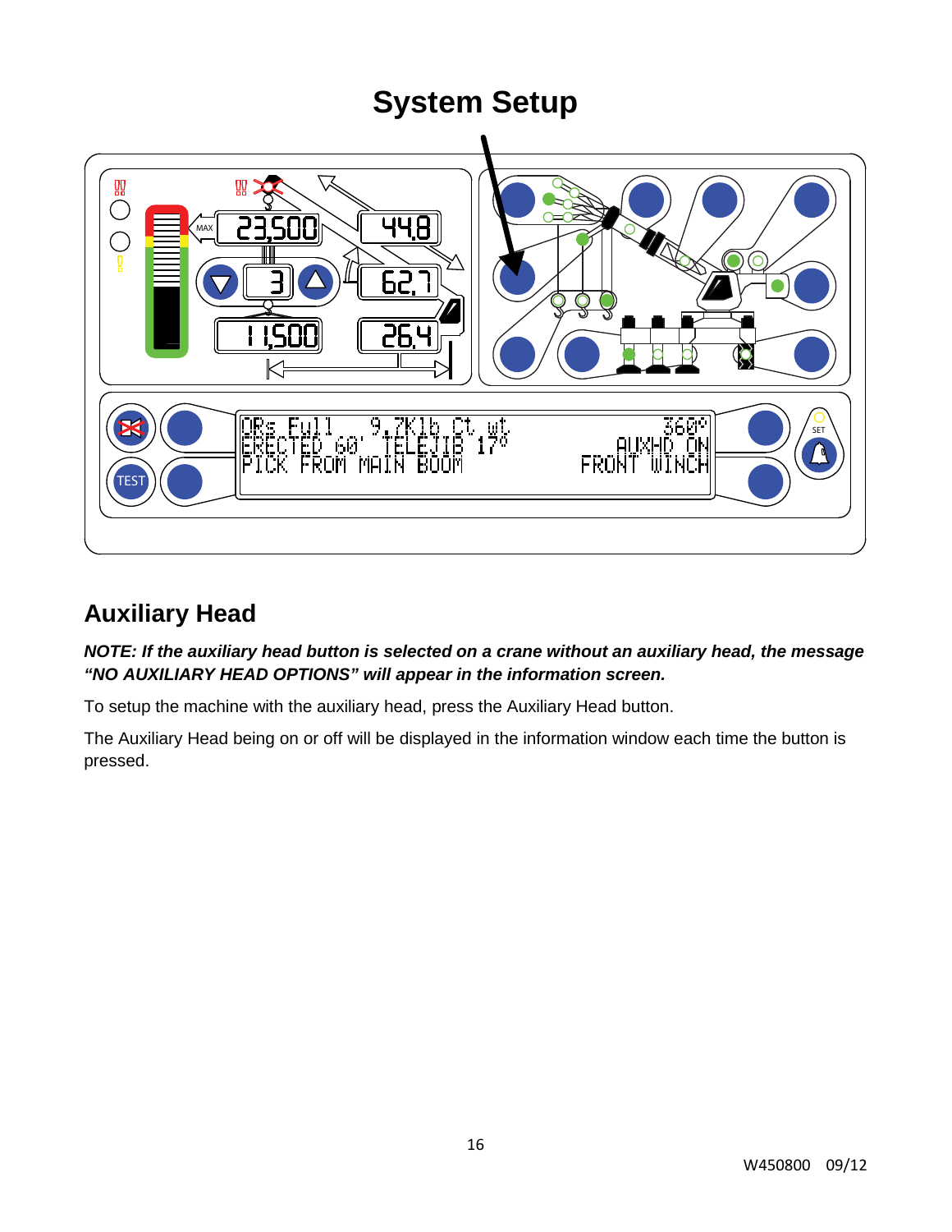# System Setup

## Auxiliary Head

***NOTE: If the auxiliary head button is selected on a crane without an auxiliary head, the message "NO AUXILIARY HEAD OPTIONS" will appear in the information screen.***

To setup the machine with the auxiliary head, press the Auxiliary Head button.

The Auxiliary Head being on or off will be displayed in the information window each time the button is pressed.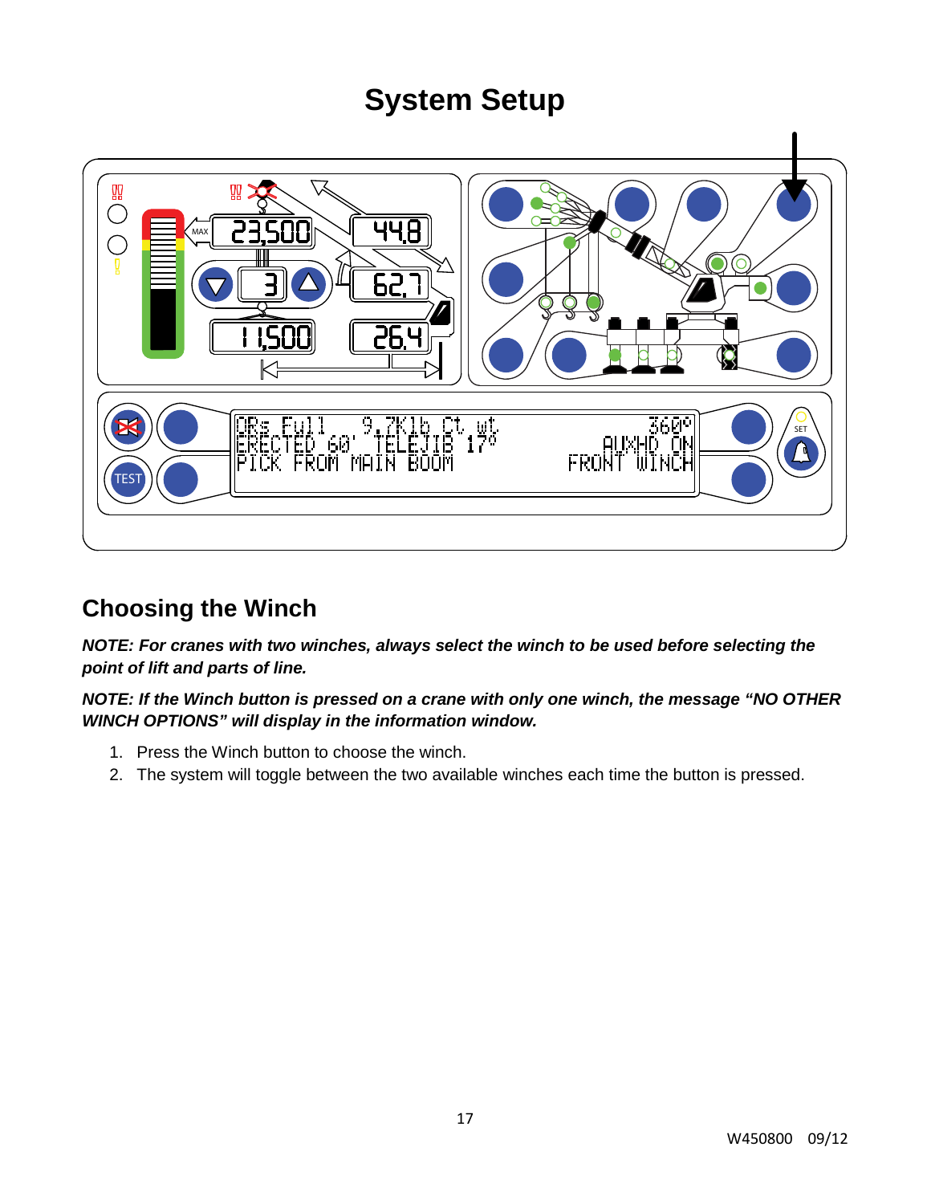# System Setup

## Choosing the Winch

***NOTE: For cranes with two winches, always select the winch to be used before selecting the point of lift and parts of line.***

***NOTE: If the Winch button is pressed on a crane with only one winch, the message "NO OTHER WINCH OPTIONS" will display in the information window.***

1. Press the Winch button to choose the winch.
2. The system will toggle between the two available winches each time the button is pressed.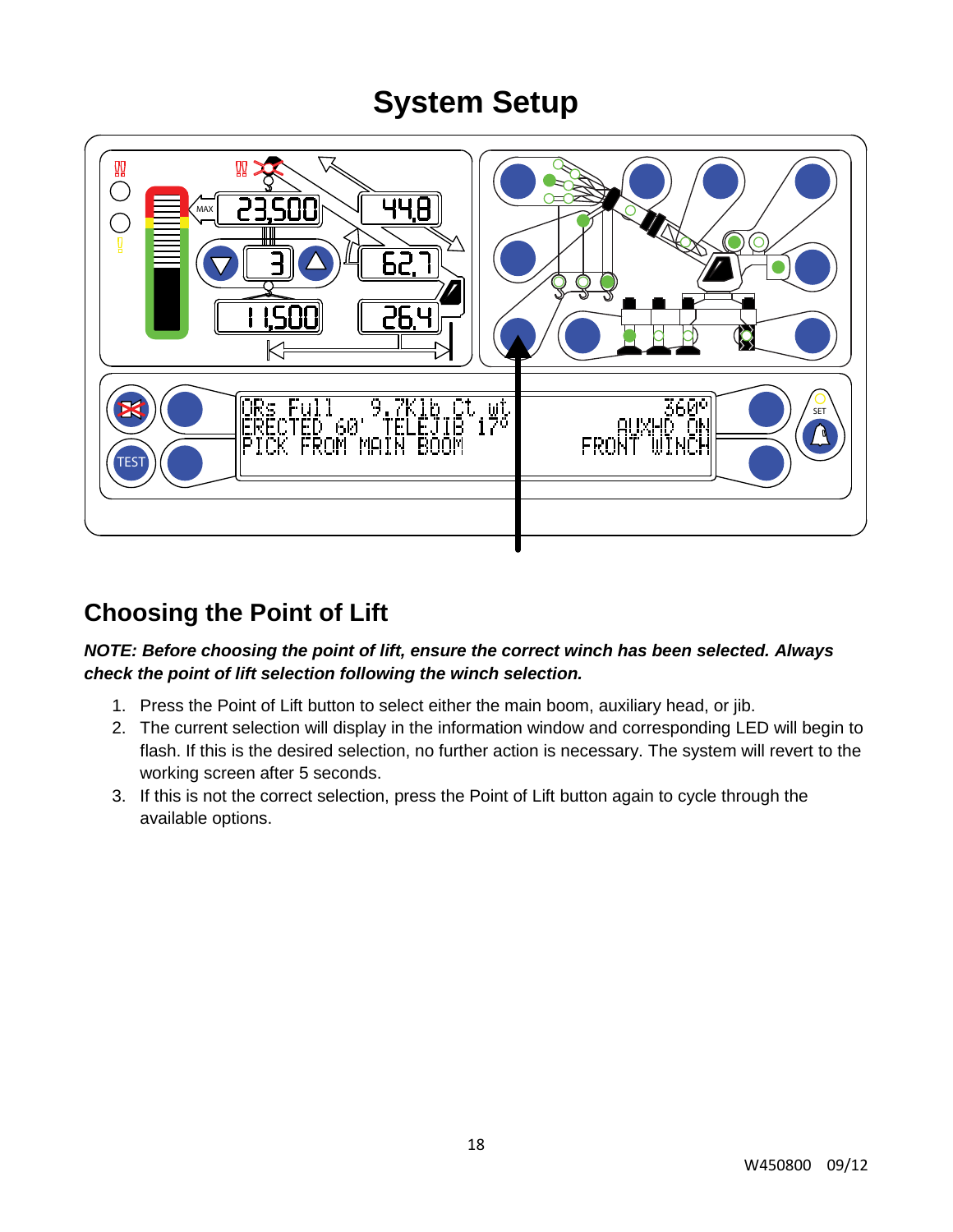# System Setup

## Choosing the Point of Lift

***NOTE: Before choosing the point of lift, ensure the correct winch has been selected. Always check the point of lift selection following the winch selection.***

1. Press the Point of Lift button to select either the main boom, auxiliary head, or jib.
2. The current selection will display in the information window and corresponding LED will begin to flash. If this is the desired selection, no further action is necessary. The system will revert to the working screen after 5 seconds.
3. If this is not the correct selection, press the Point of Lift button again to cycle through the available options.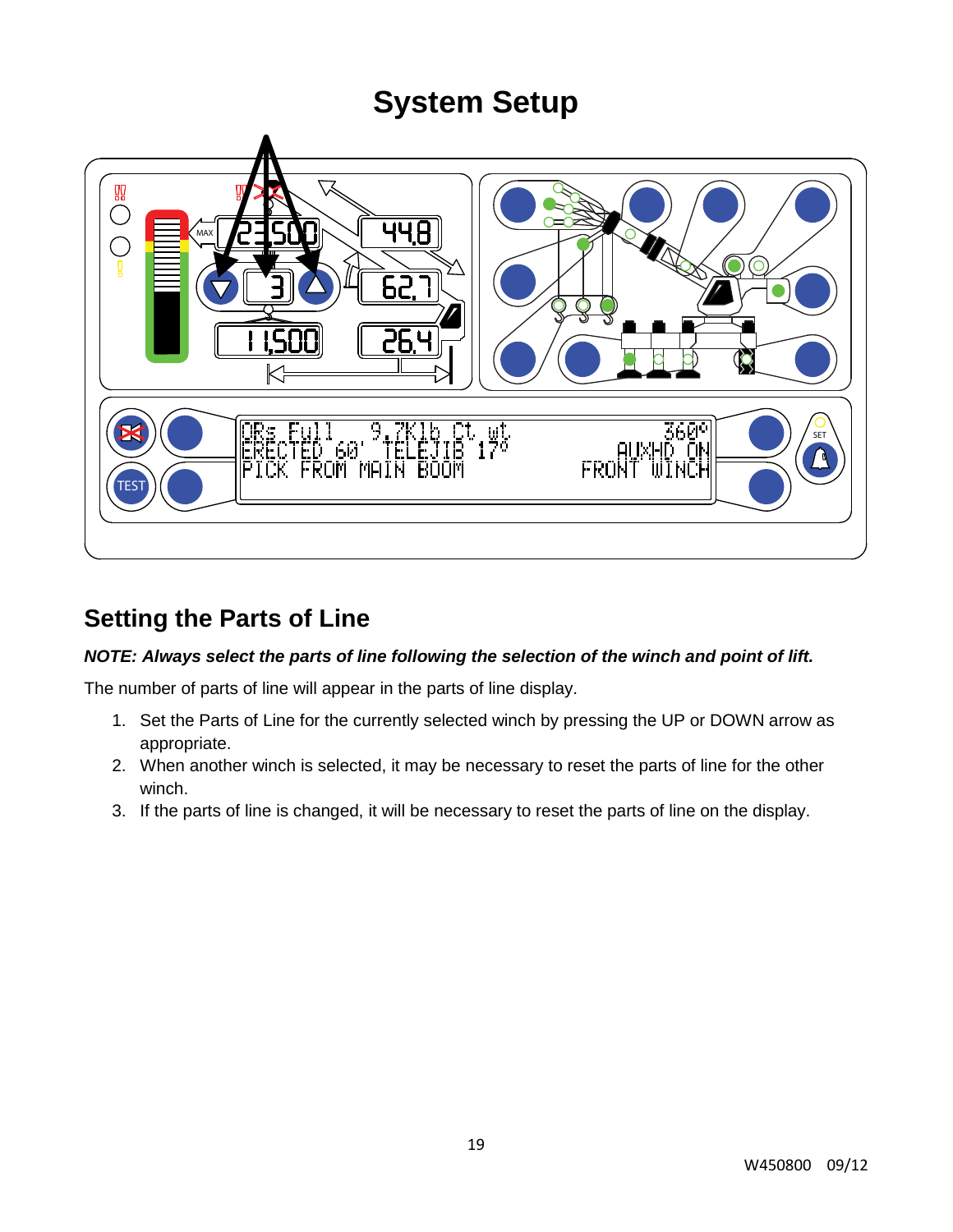# System Setup

## Setting the Parts of Line

***NOTE: Always select the parts of line following the selection of the winch and point of lift.***

The number of parts of line will appear in the parts of line display.

1. Set the Parts of Line for the currently selected winch by pressing the UP or DOWN arrow as appropriate.
2. When another winch is selected, it may be necessary to reset the parts of line for the other winch.
3. If the parts of line is changed, it will be necessary to reset the parts of line on the display.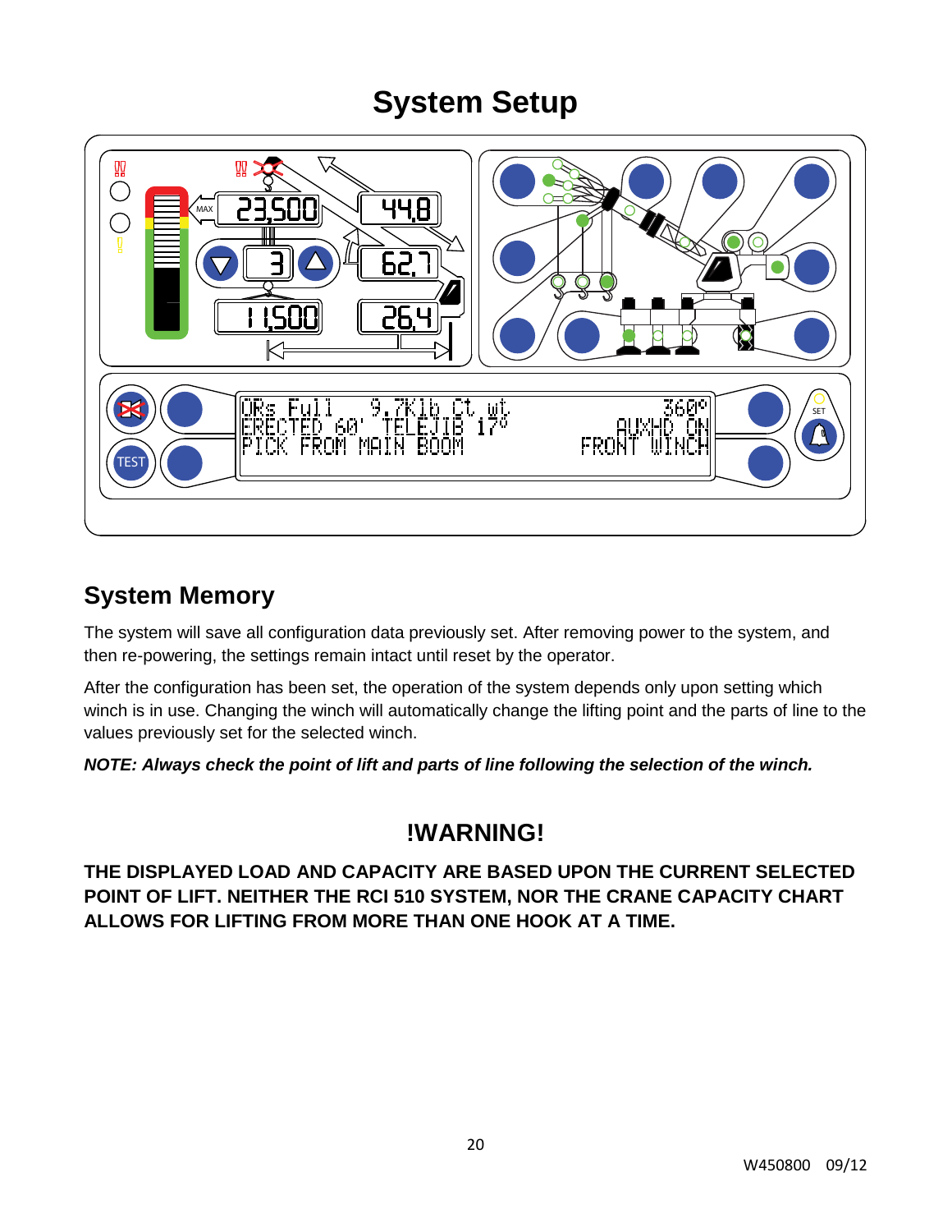# System Setup

## System Memory

The system will save all configuration data previously set. After removing power to the system, and then re-powering, the settings remain intact until reset by the operator.

After the configuration has been set, the operation of the system depends only upon setting which winch is in use. Changing the winch will automatically change the lifting point and the parts of line to the values previously set for the selected winch.

***NOTE: Always check the point of lift and parts of line following the selection of the winch.***

## !WARNING!

**THE DISPLAYED LOAD AND CAPACITY ARE BASED UPON THE CURRENT SELECTED POINT OF LIFT. NEITHER THE RCI 510 SYSTEM, NOR THE CRANE CAPACITY CHART ALLOWS FOR LIFTING FROM MORE THAN ONE HOOK AT A TIME.**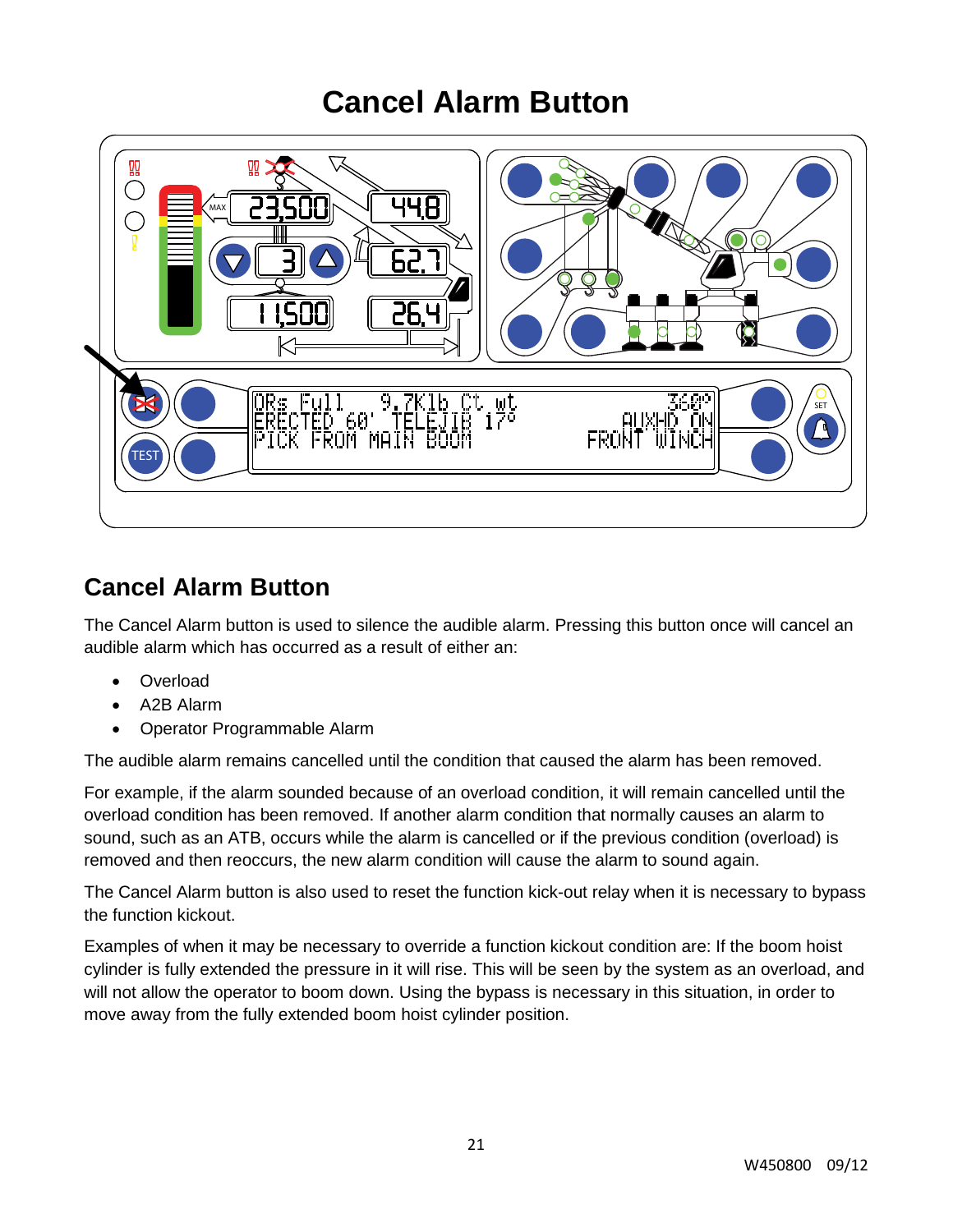# Cancel Alarm Button

## Cancel Alarm Button

The Cancel Alarm button is used to silence the audible alarm. Pressing this button once will cancel an audible alarm which has occurred as a result of either an:

- Overload
- A2B Alarm
- Operator Programmable Alarm

The audible alarm remains cancelled until the condition that caused the alarm has been removed.

For example, if the alarm sounded because of an overload condition, it will remain cancelled until the overload condition has been removed. If another alarm condition that normally causes an alarm to sound, such as an ATB, occurs while the alarm is cancelled or if the previous condition (overload) is removed and then reoccurs, the new alarm condition will cause the alarm to sound again.

The Cancel Alarm button is also used to reset the function kick-out relay when it is necessary to bypass the function kickout.

Examples of when it may be necessary to override a function kickout condition are: If the boom hoist cylinder is fully extended the pressure in it will rise. This will be seen by the system as an overload, and will not allow the operator to boom down. Using the bypass is necessary in this situation, in order to move away from the fully extended boom hoist cylinder position.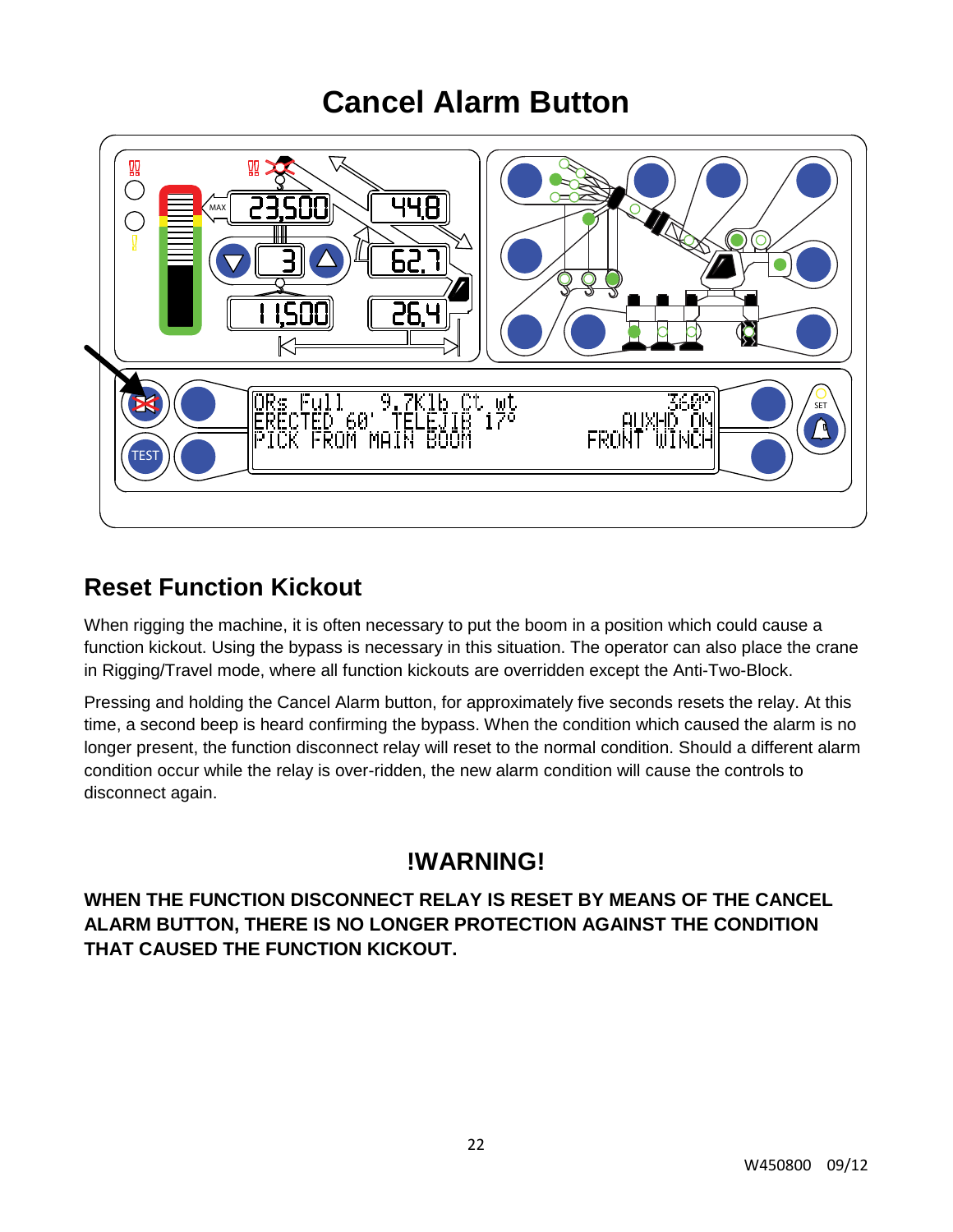# Cancel Alarm Button

## Reset Function Kickout

When rigging the machine, it is often necessary to put the boom in a position which could cause a function kickout. Using the bypass is necessary in this situation. The operator can also place the crane in Rigging/Travel mode, where all function kickouts are overridden except the Anti-Two-Block.

Pressing and holding the Cancel Alarm button, for approximately five seconds resets the relay. At this time, a second beep is heard confirming the bypass. When the condition which caused the alarm is no longer present, the function disconnect relay will reset to the normal condition. Should a different alarm condition occur while the relay is over-ridden, the new alarm condition will cause the controls to disconnect again.

## !WARNING!

**WHEN THE FUNCTION DISCONNECT RELAY IS RESET BY MEANS OF THE CANCEL ALARM BUTTON, THERE IS NO LONGER PROTECTION AGAINST THE CONDITION THAT CAUSED THE FUNCTION KICKOUT.**

W450800 09/12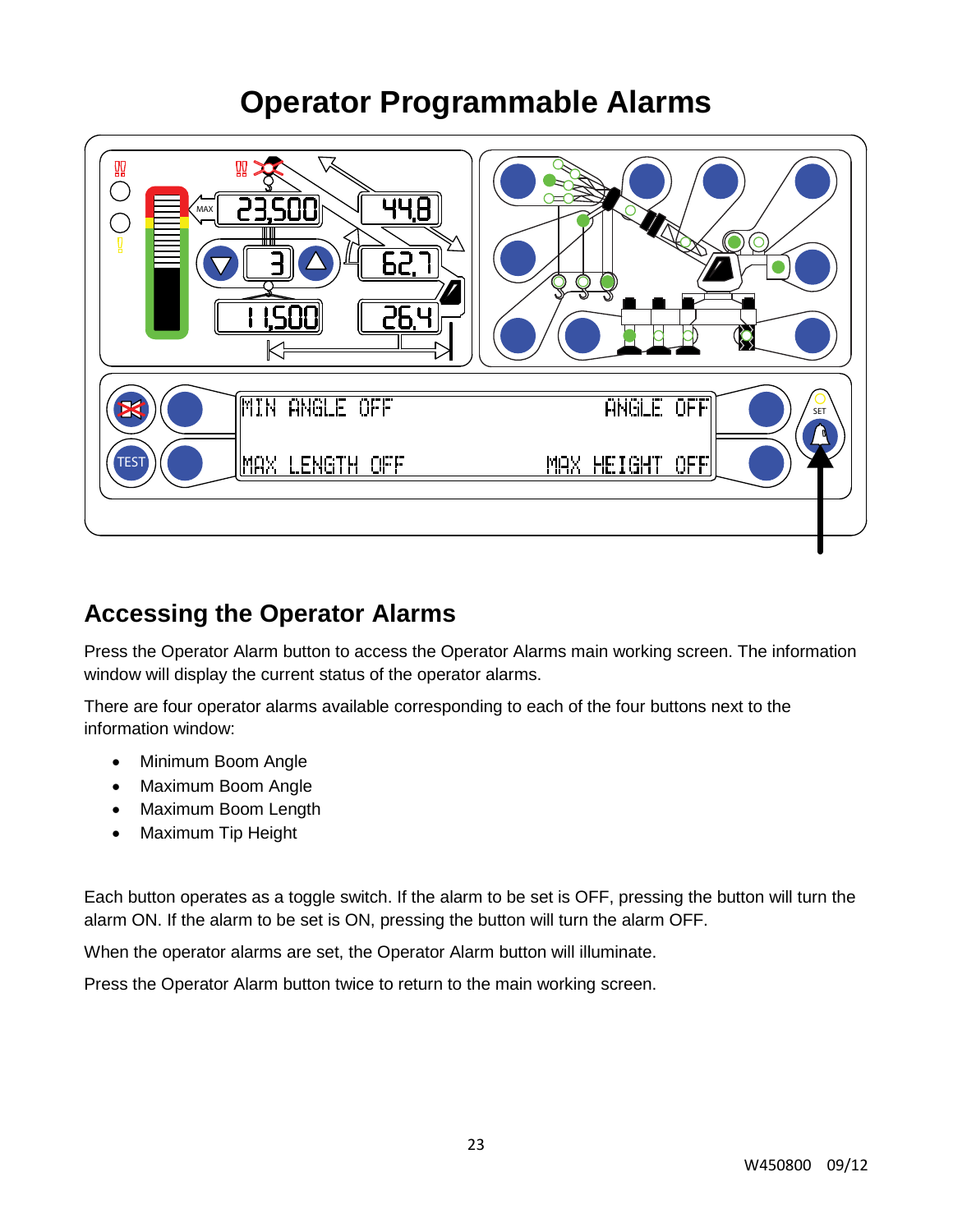# Operator Programmable Alarms

## Accessing the Operator Alarms

Press the Operator Alarm button to access the Operator Alarms main working screen. The information window will display the current status of the operator alarms.

There are four operator alarms available corresponding to each of the four buttons next to the information window:

- Minimum Boom Angle
- Maximum Boom Angle
- Maximum Boom Length
- Maximum Tip Height

Each button operates as a toggle switch. If the alarm to be set is OFF, pressing the button will turn the alarm ON. If the alarm to be set is ON, pressing the button will turn the alarm OFF.

When the operator alarms are set, the Operator Alarm button will illuminate.

Press the Operator Alarm button twice to return to the main working screen.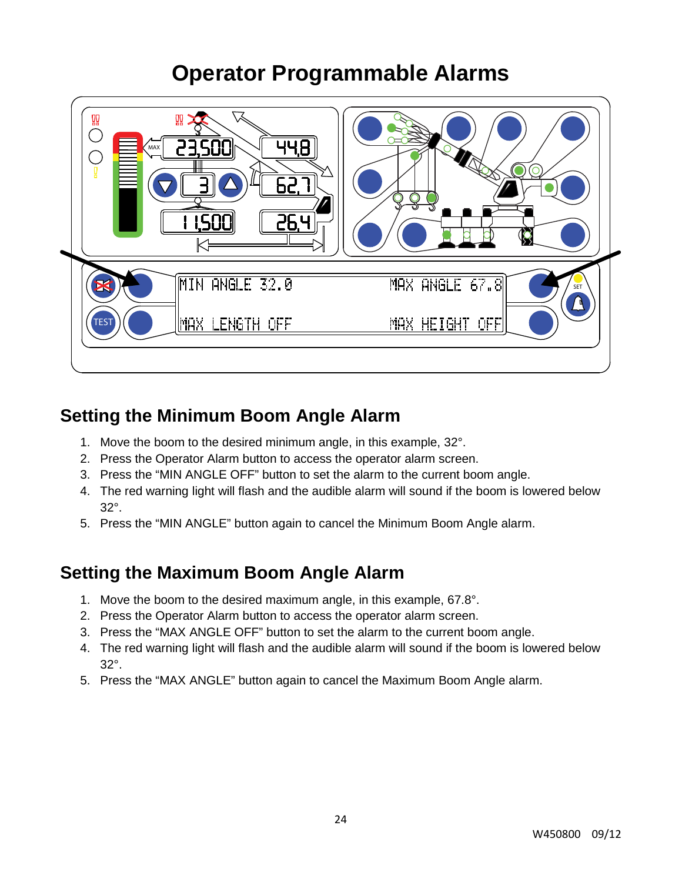# Operator Programmable Alarms

## Setting the Minimum Boom Angle Alarm

1. Move the boom to the desired minimum angle, in this example, 32°.
2. Press the Operator Alarm button to access the operator alarm screen.
3. Press the "MIN ANGLE OFF" button to set the alarm to the current boom angle.
4. The red warning light will flash and the audible alarm will sound if the boom is lowered below 32°.
5. Press the "MIN ANGLE" button again to cancel the Minimum Boom Angle alarm.

## Setting the Maximum Boom Angle Alarm

1. Move the boom to the desired maximum angle, in this example, 67.8°.
2. Press the Operator Alarm button to access the operator alarm screen.
3. Press the "MAX ANGLE OFF" button to set the alarm to the current boom angle.
4. The red warning light will flash and the audible alarm will sound if the boom is lowered below 32°.
5. Press the "MAX ANGLE" button again to cancel the Maximum Boom Angle alarm.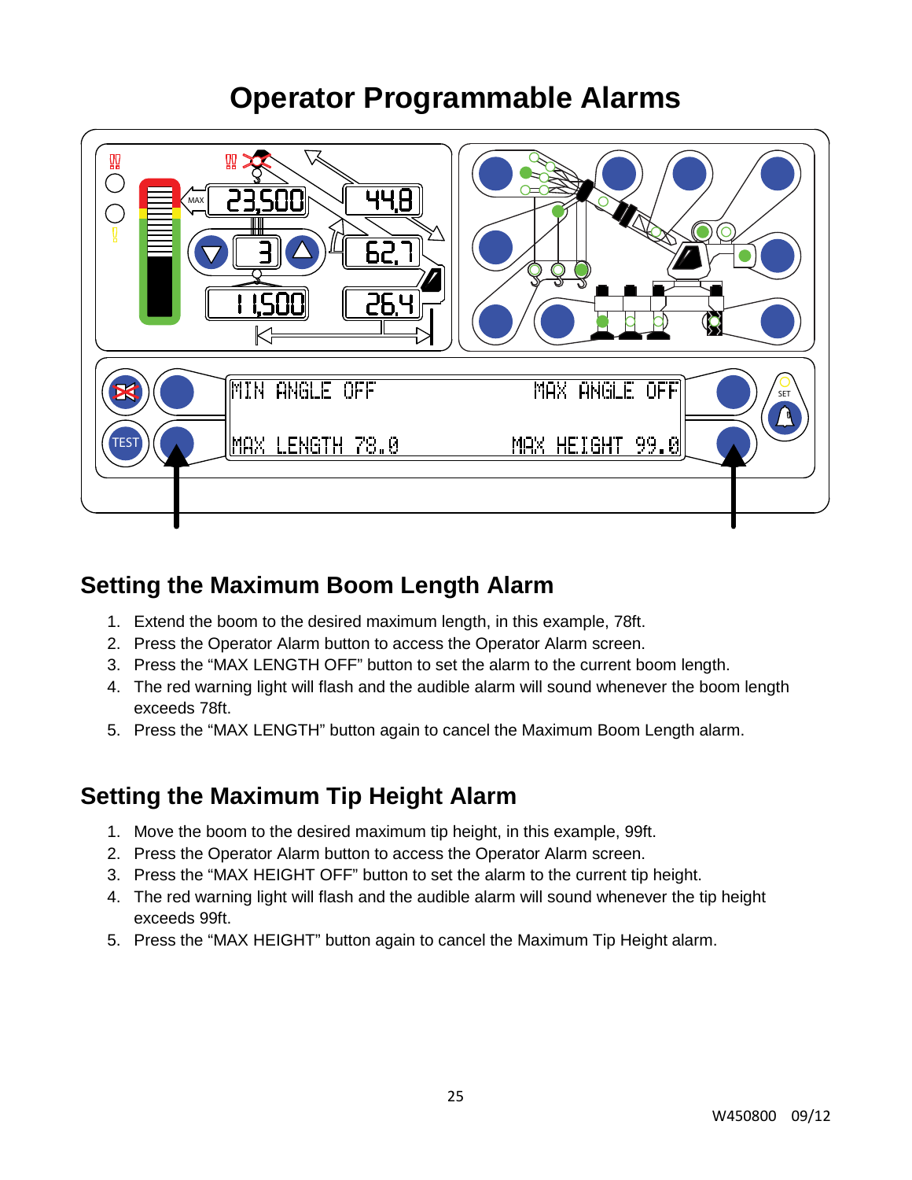# Operator Programmable Alarms

## Setting the Maximum Boom Length Alarm

1. Extend the boom to the desired maximum length, in this example, 78ft.
2. Press the Operator Alarm button to access the Operator Alarm screen.
3. Press the "MAX LENGTH OFF" button to set the alarm to the current boom length.
4. The red warning light will flash and the audible alarm will sound whenever the boom length exceeds 78ft.
5. Press the "MAX LENGTH" button again to cancel the Maximum Boom Length alarm.

## Setting the Maximum Tip Height Alarm

1. Move the boom to the desired maximum tip height, in this example, 99ft.
2. Press the Operator Alarm button to access the Operator Alarm screen.
3. Press the "MAX HEIGHT OFF" button to set the alarm to the current tip height.
4. The red warning light will flash and the audible alarm will sound whenever the tip height exceeds 99ft.
5. Press the "MAX HEIGHT" button again to cancel the Maximum Tip Height alarm.

W450800 09/12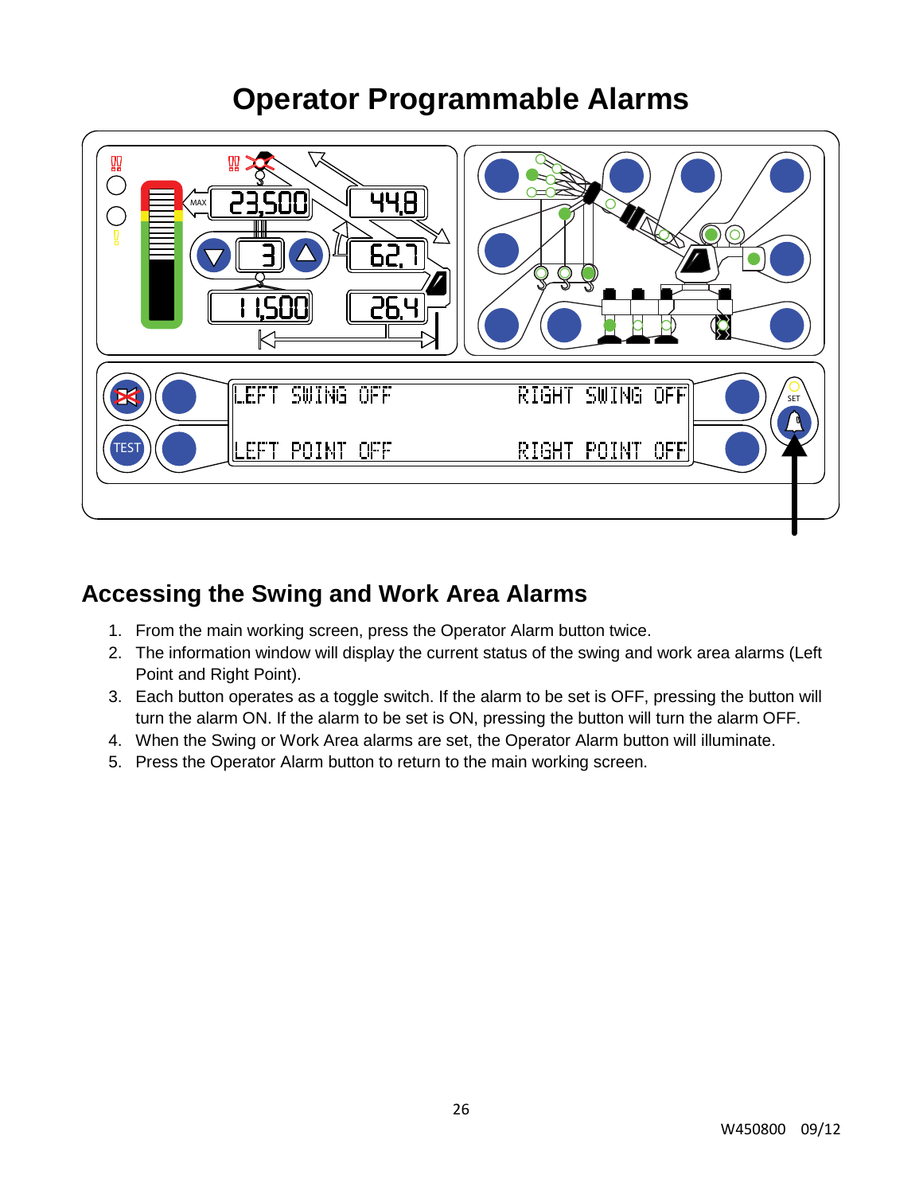# Operator Programmable Alarms

## Accessing the Swing and Work Area Alarms

1. From the main working screen, press the Operator Alarm button twice.
2. The information window will display the current status of the swing and work area alarms (Left Point and Right Point).
3. Each button operates as a toggle switch. If the alarm to be set is OFF, pressing the button will turn the alarm ON. If the alarm to be set is ON, pressing the button will turn the alarm OFF.
4. When the Swing or Work Area alarms are set, the Operator Alarm button will illuminate.
5. Press the Operator Alarm button to return to the main working screen.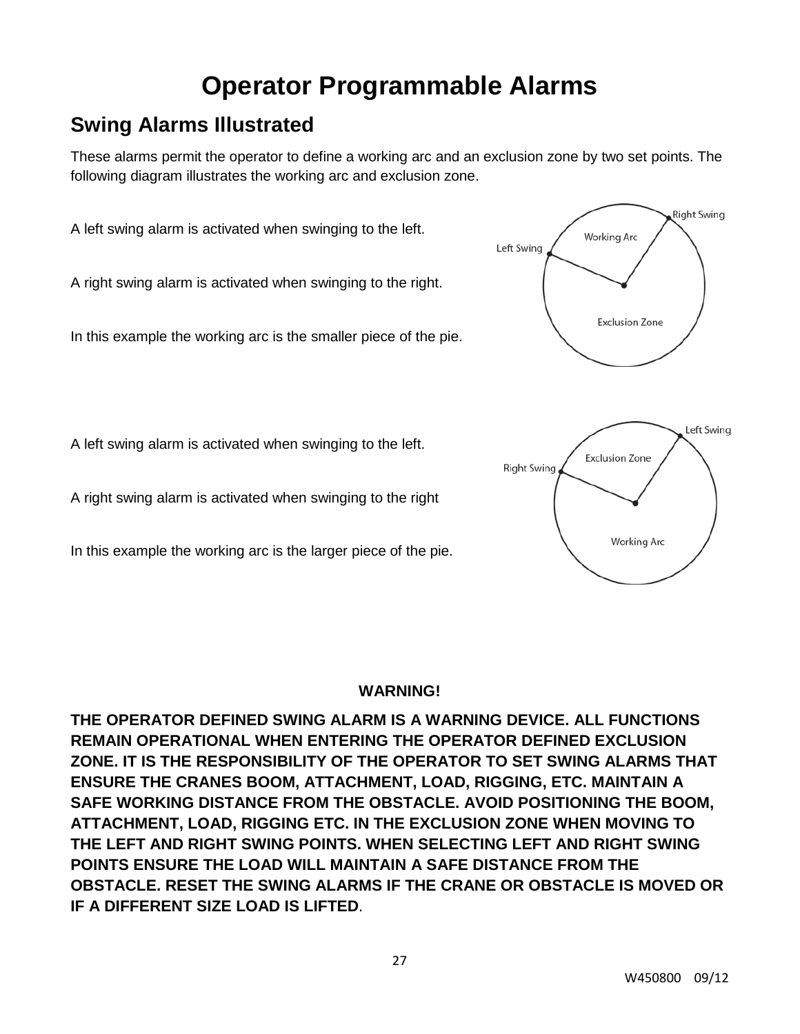# Operator Programmable Alarms

## Swing Alarms Illustrated

These alarms permit the operator to define a working arc and an exclusion zone by two set points. The following diagram illustrates the working arc and exclusion zone.

A left swing alarm is activated when swinging to the left.

A right swing alarm is activated when swinging to the right.

In this example the working arc is the smaller piece of the pie.

A left swing alarm is activated when swinging to the left.

A right swing alarm is activated when swinging to the right

In this example the working arc is the larger piece of the pie.

**WARNING!**

**THE OPERATOR DEFINED SWING ALARM IS A WARNING DEVICE. ALL FUNCTIONS REMAIN OPERATIONAL WHEN ENTERING THE OPERATOR DEFINED EXCLUSION ZONE. IT IS THE RESPONSIBILITY OF THE OPERATOR TO SET SWING ALARMS THAT ENSURE THE CRANES BOOM, ATTACHMENT, LOAD, RIGGING, ETC. MAINTAIN A SAFE WORKING DISTANCE FROM THE OBSTACLE. AVOID POSITIONING THE BOOM, ATTACHMENT, LOAD, RIGGING ETC. IN THE EXCLUSION ZONE WHEN MOVING TO THE LEFT AND RIGHT SWING POINTS. WHEN SELECTING LEFT AND RIGHT SWING POINTS ENSURE THE LOAD WILL MAINTAIN A SAFE DISTANCE FROM THE OBSTACLE. RESET THE SWING ALARMS IF THE CRANE OR OBSTACLE IS MOVED OR IF A DIFFERENT SIZE LOAD IS LIFTED**.

W450800 09/12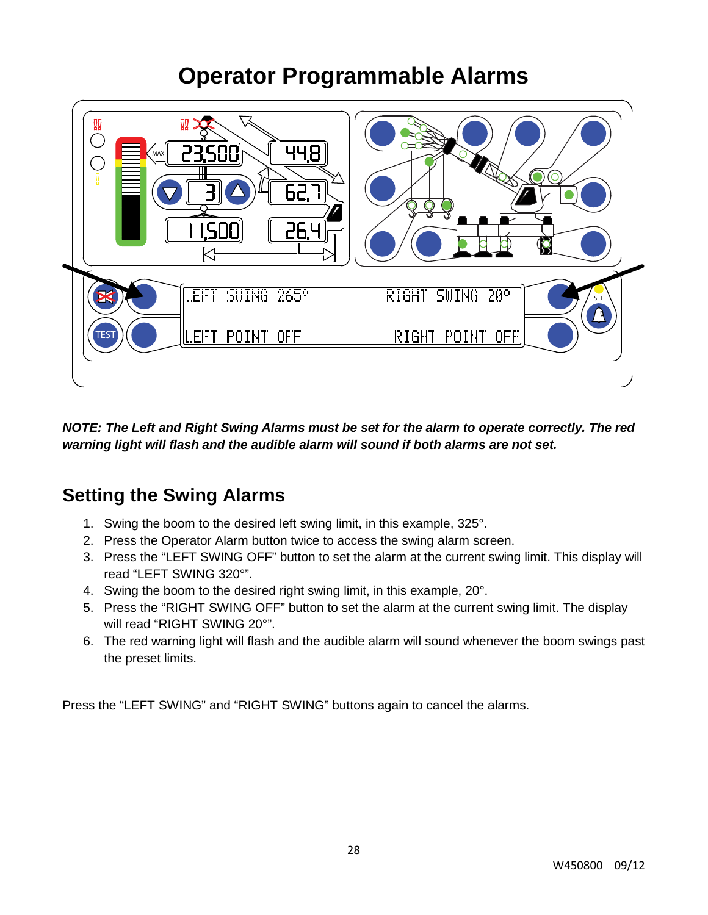# Operator Programmable Alarms

***NOTE: The Left and Right Swing Alarms must be set for the alarm to operate correctly. The red warning light will flash and the audible alarm will sound if both alarms are not set.***

## Setting the Swing Alarms

1. Swing the boom to the desired left swing limit, in this example, 325°.
2. Press the Operator Alarm button twice to access the swing alarm screen.
3. Press the "LEFT SWING OFF" button to set the alarm at the current swing limit. This display will read "LEFT SWING 320°".
4. Swing the boom to the desired right swing limit, in this example, 20°.
5. Press the "RIGHT SWING OFF" button to set the alarm at the current swing limit. The display will read "RIGHT SWING 20°".
6. The red warning light will flash and the audible alarm will sound whenever the boom swings past the preset limits.

Press the "LEFT SWING" and "RIGHT SWING" buttons again to cancel the alarms.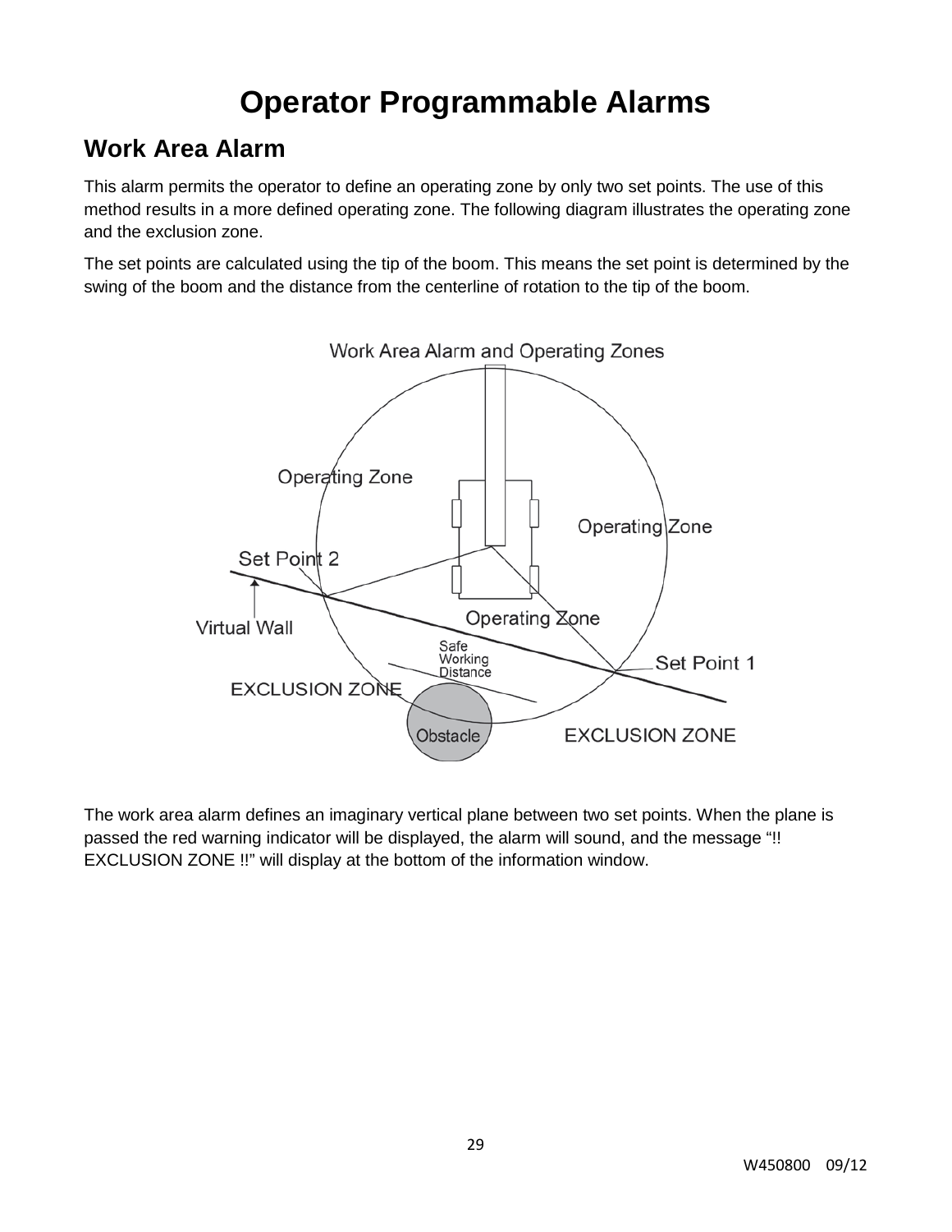# Operator Programmable Alarms

## Work Area Alarm

This alarm permits the operator to define an operating zone by only two set points. The use of this method results in a more defined operating zone. The following diagram illustrates the operating zone and the exclusion zone.

The set points are calculated using the tip of the boom. This means the set point is determined by the swing of the boom and the distance from the centerline of rotation to the tip of the boom.

The work area alarm defines an imaginary vertical plane between two set points. When the plane is passed the red warning indicator will be displayed, the alarm will sound, and the message "!! EXCLUSION ZONE !!" will display at the bottom of the information window.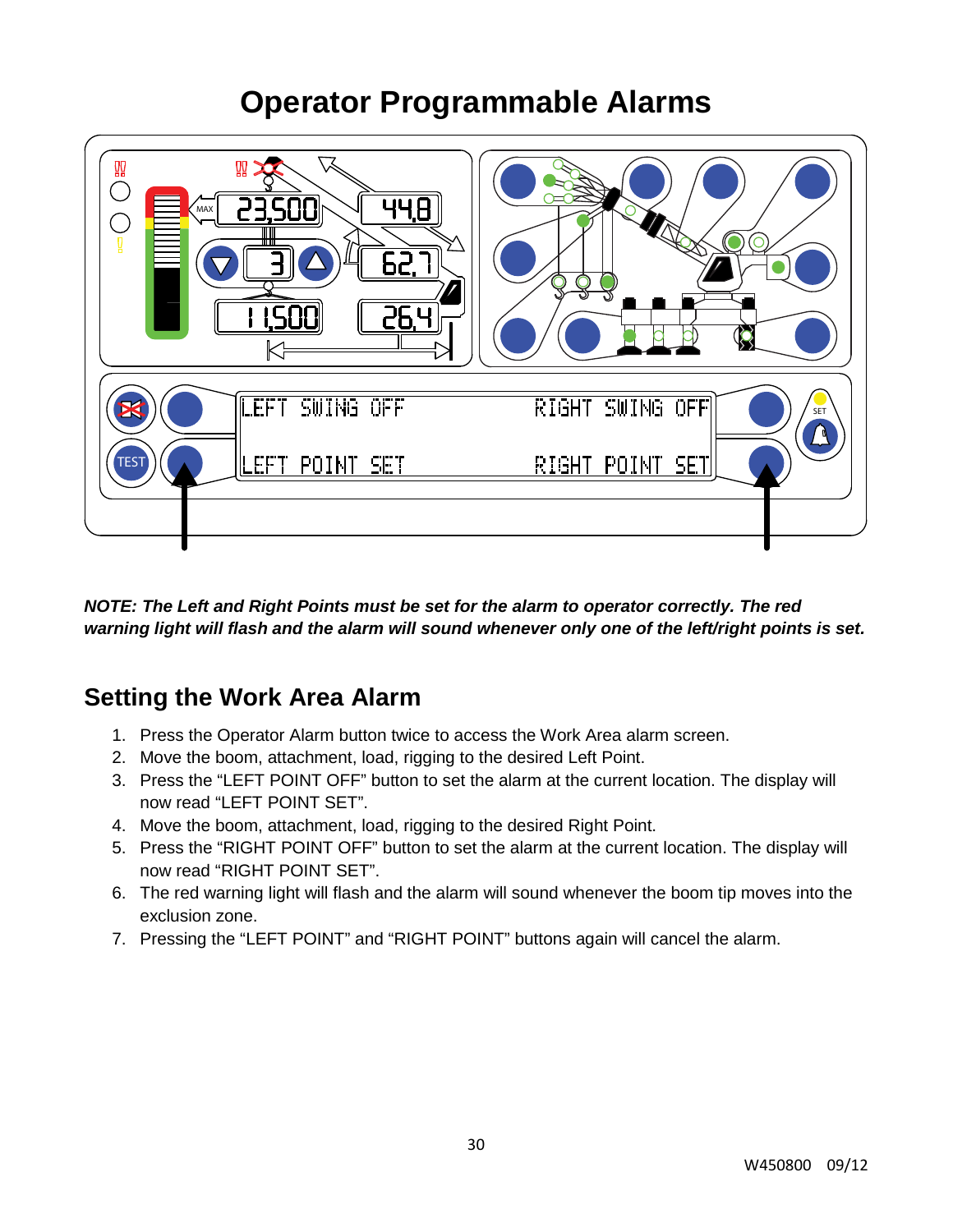# Operator Programmable Alarms

***NOTE: The Left and Right Points must be set for the alarm to operator correctly. The red warning light will flash and the alarm will sound whenever only one of the left/right points is set.***

## Setting the Work Area Alarm

1. Press the Operator Alarm button twice to access the Work Area alarm screen.
2. Move the boom, attachment, load, rigging to the desired Left Point.
3. Press the “LEFT POINT OFF” button to set the alarm at the current location. The display will now read “LEFT POINT SET”.
4. Move the boom, attachment, load, rigging to the desired Right Point.
5. Press the “RIGHT POINT OFF” button to set the alarm at the current location. The display will now read “RIGHT POINT SET”.
6. The red warning light will flash and the alarm will sound whenever the boom tip moves into the exclusion zone.
7. Pressing the “LEFT POINT” and “RIGHT POINT” buttons again will cancel the alarm.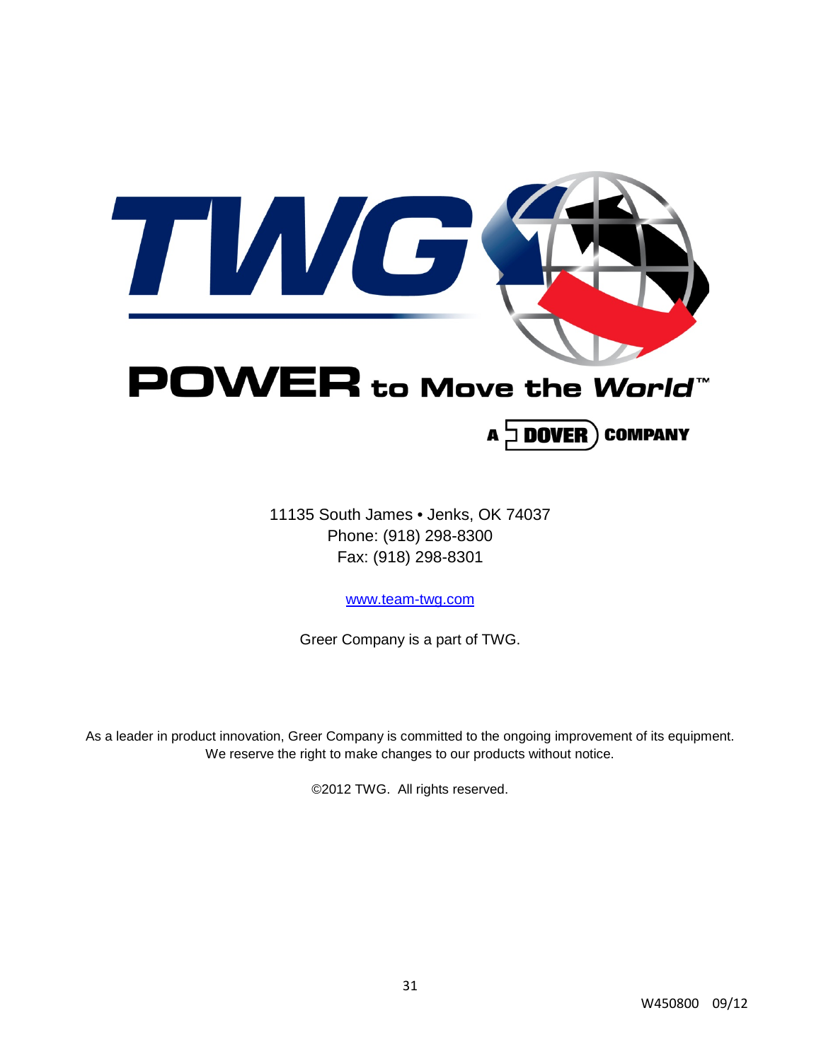TWG

POWER to Move the World™

A DOVER COMPANY

11135 South James • Jenks, OK 74037
Phone: (918) 298-8300
Fax: (918) 298-8301

www.team-twg.com

Greer Company is a part of TWG.

As a leader in product innovation, Greer Company is committed to the ongoing improvement of its equipment. We reserve the right to make changes to our products without notice.

©2012 TWG. All rights reserved.

W450800 09/12